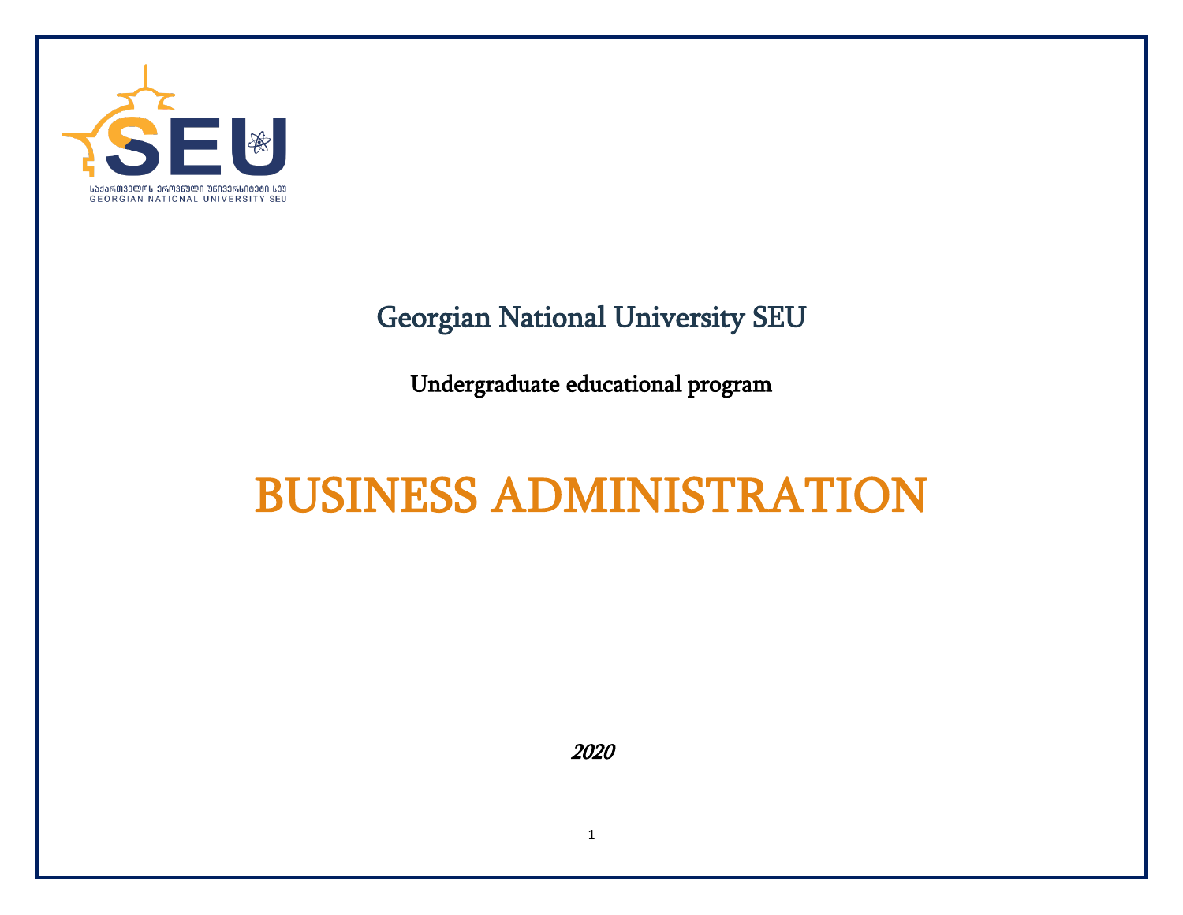Georgian National University SEU

Undergraduate educational program

# BUSINESS ADMINISTRATION

*2020*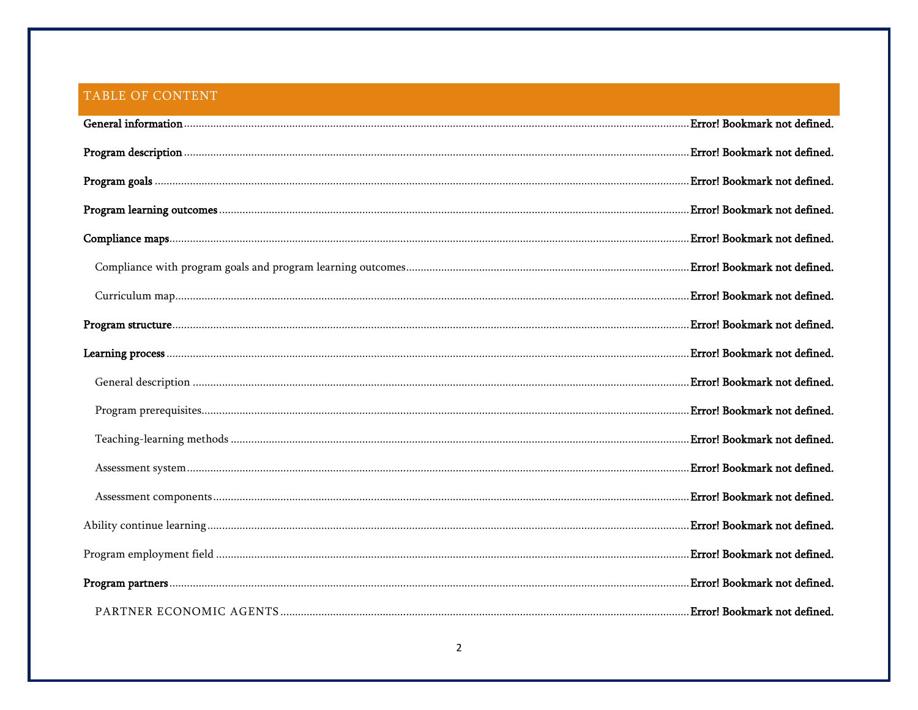## TABLE OF CONTENT

**General information** .......... **Error! Bookmark not defined.**

**Program description** .......... **Error! Bookmark not defined.**

**Program goals** .......... **Error! Bookmark not defined.**

**Program learning outcomes** .......... **Error! Bookmark not defined.**

**Compliance maps** .......... **Error! Bookmark not defined.**

- Compliance with program goals and program learning outcomes .......... **Error! Bookmark not defined.**
- Curriculum map .......... **Error! Bookmark not defined.**

**Program structure** .......... **Error! Bookmark not defined.**

**Learning process** .......... **Error! Bookmark not defined.**

- General description .......... **Error! Bookmark not defined.**
- Program prerequisites .......... **Error! Bookmark not defined.**
- Teaching-learning methods .......... **Error! Bookmark not defined.**
- Assessment system .......... **Error! Bookmark not defined.**
- Assessment components .......... **Error! Bookmark not defined.**

Ability continue learning .......... **Error! Bookmark not defined.**

Program employment field .......... **Error! Bookmark not defined.**

**Program partners** .......... **Error! Bookmark not defined.**

- PARTNER ECONOMIC AGENTS .......... **Error! Bookmark not defined.**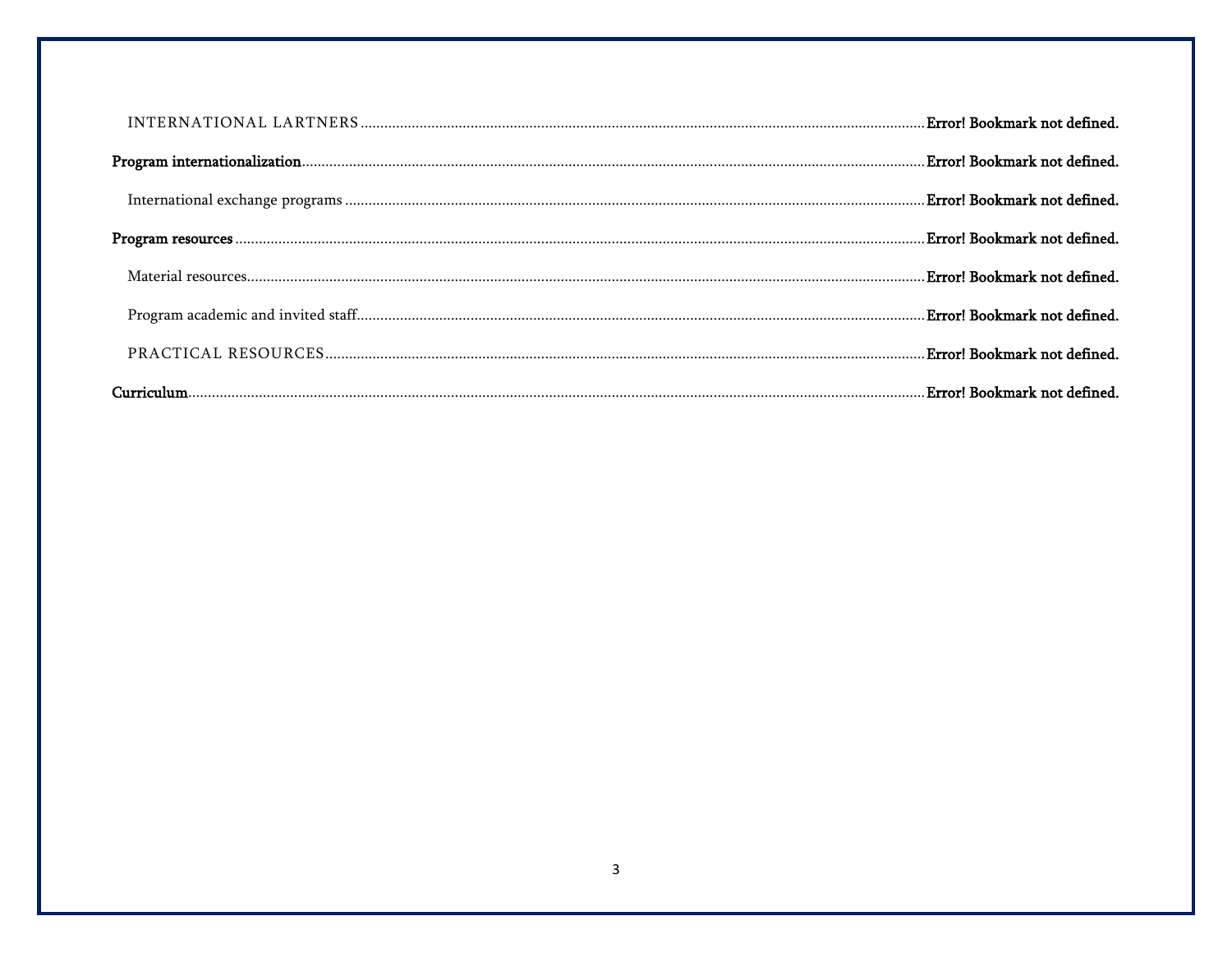INTERNATIONAL LARTNERS ........................................................................................................ **Error! Bookmark not defined.**

**Program internationalization** ........................................................................................................ **Error! Bookmark not defined.**

International exchange programs ........................................................................................................ **Error! Bookmark not defined.**

**Program resources** ........................................................................................................ **Error! Bookmark not defined.**

Material resources ........................................................................................................ **Error! Bookmark not defined.**

Program academic and invited staff ........................................................................................................ **Error! Bookmark not defined.**

PRACTICAL RESOURCES ........................................................................................................ **Error! Bookmark not defined.**

**Curriculum** ........................................................................................................ **Error! Bookmark not defined.**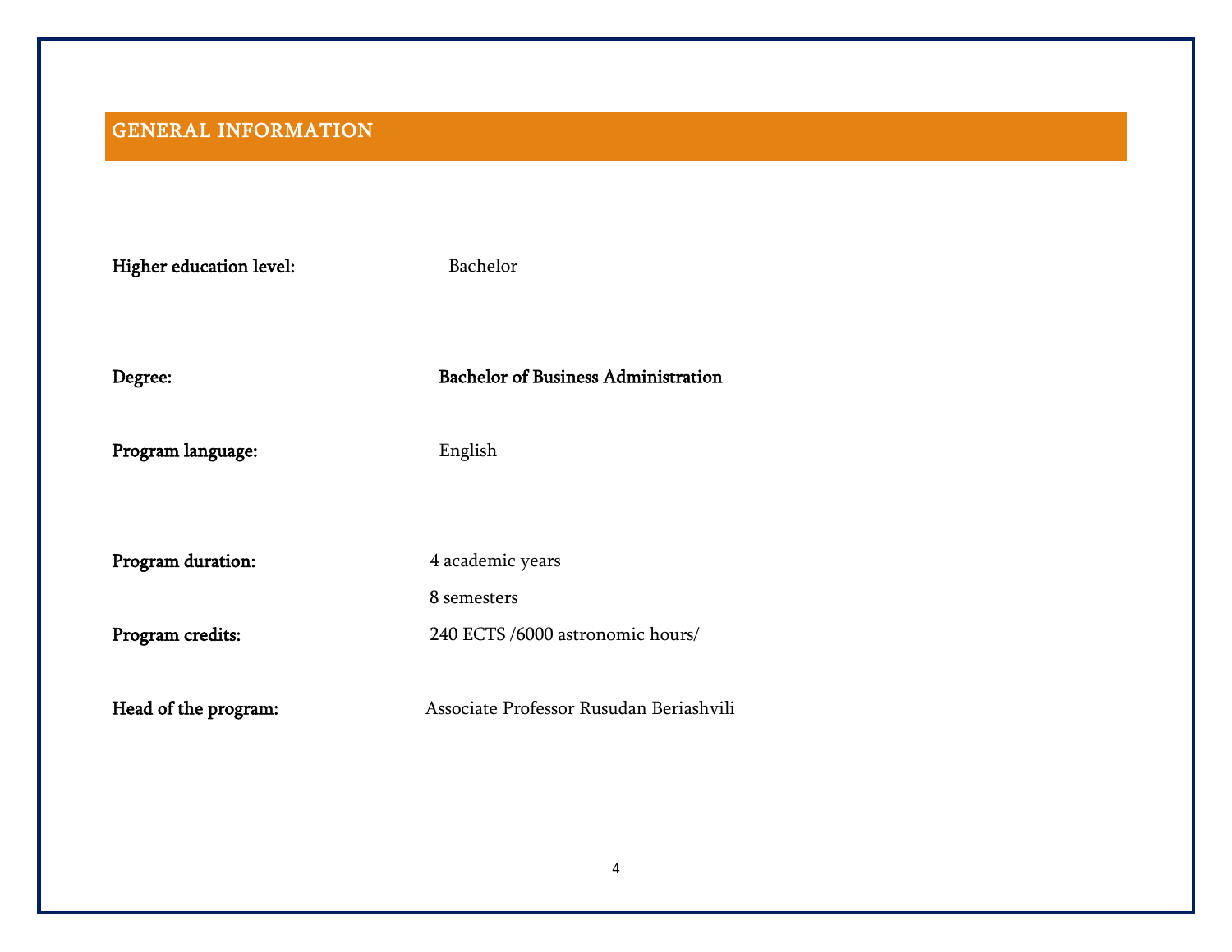## GENERAL INFORMATION

**Higher education level:** Bachelor

**Degree:** **Bachelor of Business Administration**

**Program language:** English

**Program duration:** 4 academic years

8 semesters

**Program credits:** 240 ECTS /6000 astronomic hours/

**Head of the program:** Associate Professor Rusudan Beriashvili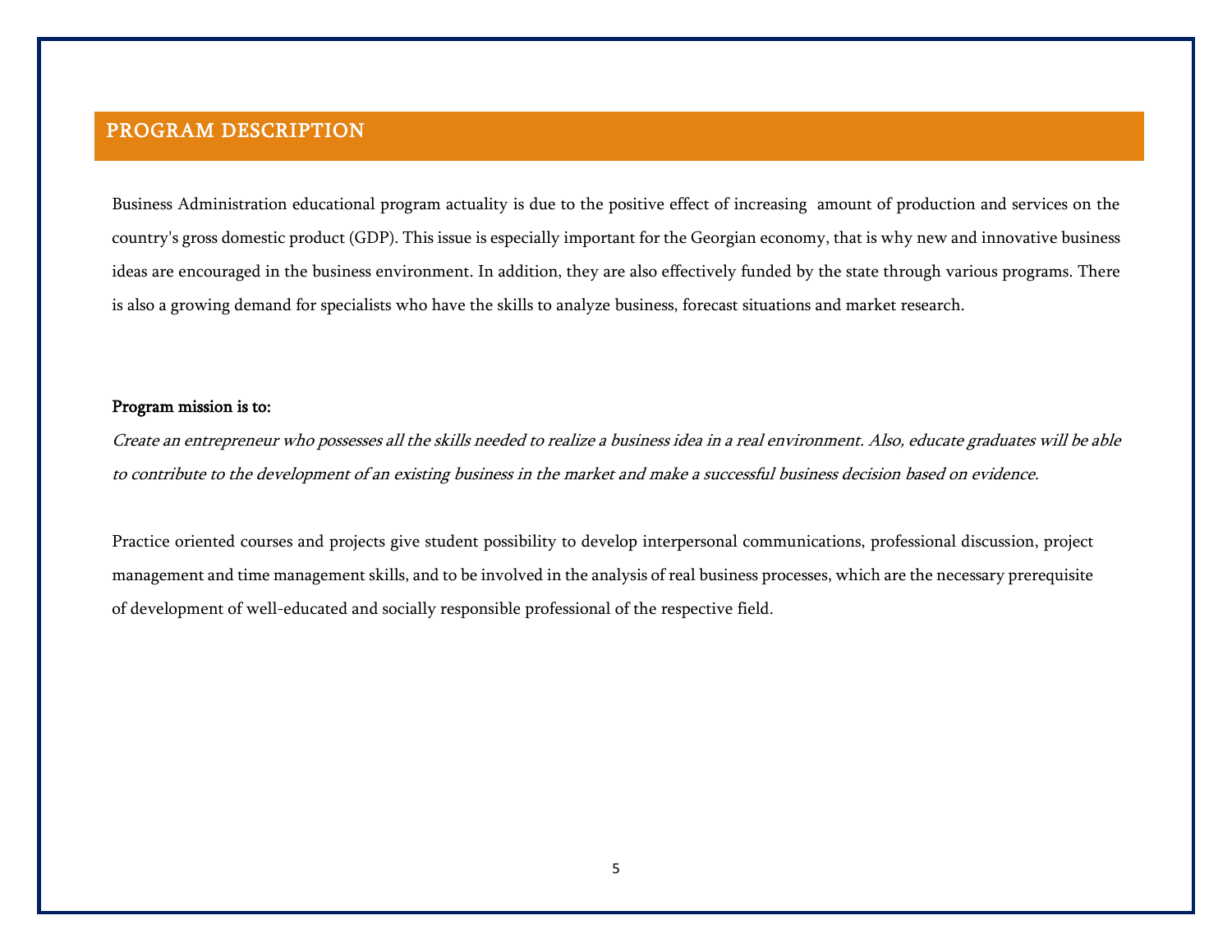## PROGRAM DESCRIPTION

Business Administration educational program actuality is due to the positive effect of increasing amount of production and services on the country's gross domestic product (GDP). This issue is especially important for the Georgian economy, that is why new and innovative business ideas are encouraged in the business environment. In addition, they are also effectively funded by the state through various programs. There is also a growing demand for specialists who have the skills to analyze business, forecast situations and market research.

**Program mission is to:**

*Create an entrepreneur who possesses all the skills needed to realize a business idea in a real environment. Also, educate graduates will be able to contribute to the development of an existing business in the market and make a successful business decision based on evidence.*

Practice oriented courses and projects give student possibility to develop interpersonal communications, professional discussion, project management and time management skills, and to be involved in the analysis of real business processes, which are the necessary prerequisite of development of well-educated and socially responsible professional of the respective field.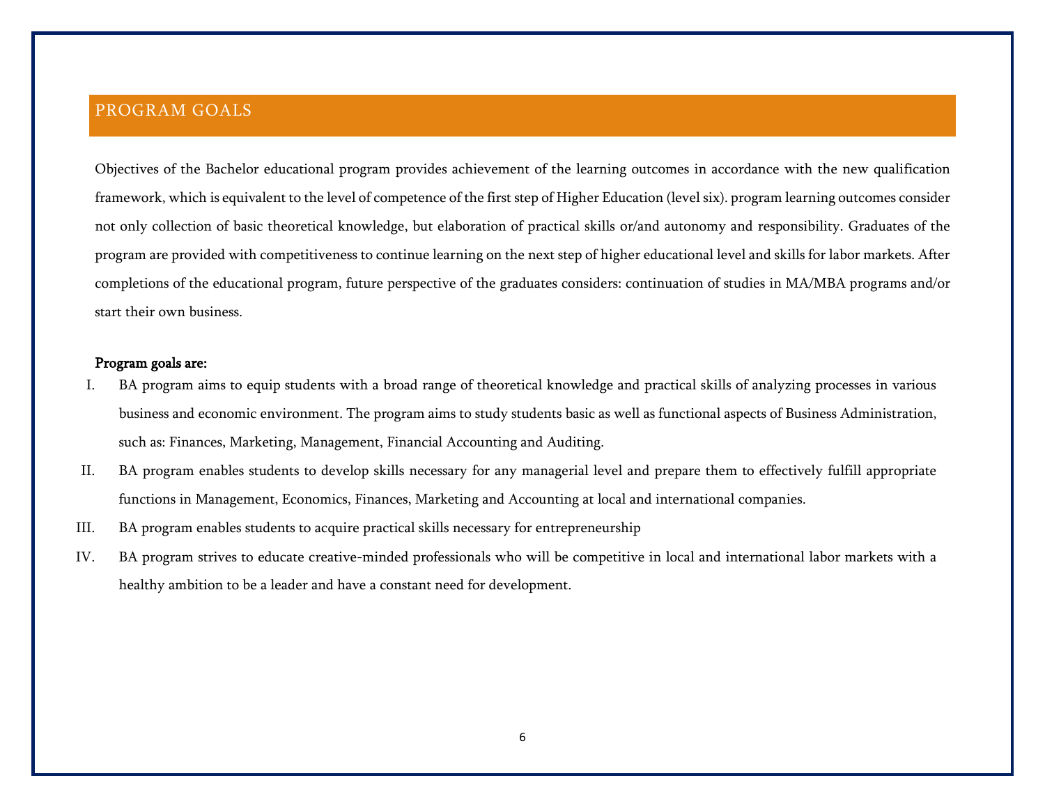## PROGRAM GOALS

Objectives of the Bachelor educational program provides achievement of the learning outcomes in accordance with the new qualification framework, which is equivalent to the level of competence of the first step of Higher Education (level six). program learning outcomes consider not only collection of basic theoretical knowledge, but elaboration of practical skills or/and autonomy and responsibility. Graduates of the program are provided with competitiveness to continue learning on the next step of higher educational level and skills for labor markets. After completions of the educational program, future perspective of the graduates considers: continuation of studies in MA/MBA programs and/or start their own business.

**Program goals are:**

I. BA program aims to equip students with a broad range of theoretical knowledge and practical skills of analyzing processes in various business and economic environment. The program aims to study students basic as well as functional aspects of Business Administration, such as: Finances, Marketing, Management, Financial Accounting and Auditing.

II. BA program enables students to develop skills necessary for any managerial level and prepare them to effectively fulfill appropriate functions in Management, Economics, Finances, Marketing and Accounting at local and international companies.

III. BA program enables students to acquire practical skills necessary for entrepreneurship

IV. BA program strives to educate creative-minded professionals who will be competitive in local and international labor markets with a healthy ambition to be a leader and have a constant need for development.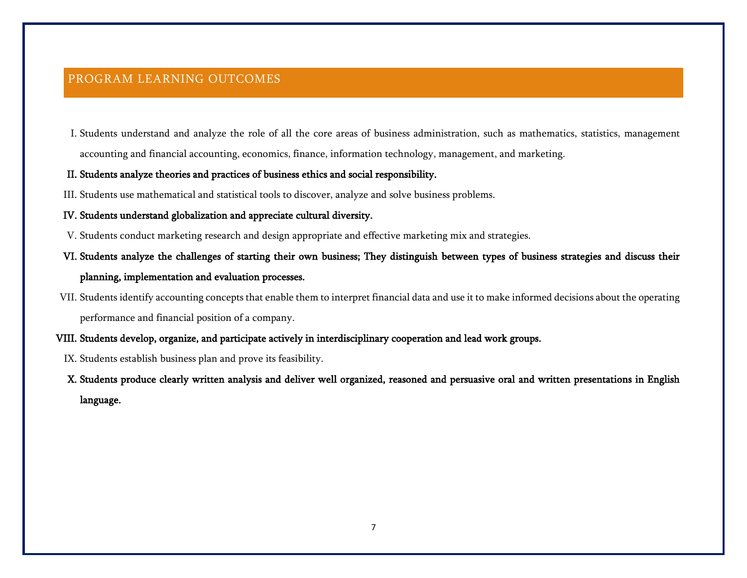## PROGRAM LEARNING OUTCOMES

I. Students understand and analyze the role of all the core areas of business administration, such as mathematics, statistics, management accounting and financial accounting, economics, finance, information technology, management, and marketing.

**II. Students analyze theories and practices of business ethics and social responsibility.**

III. Students use mathematical and statistical tools to discover, analyze and solve business problems.

**IV. Students understand globalization and appreciate cultural diversity.**

V. Students conduct marketing research and design appropriate and effective marketing mix and strategies.

**VI. Students analyze the challenges of starting their own business; They distinguish between types of business strategies and discuss their planning, implementation and evaluation processes.**

VII. Students identify accounting concepts that enable them to interpret financial data and use it to make informed decisions about the operating performance and financial position of a company.

**VIII. Students develop, organize, and participate actively in interdisciplinary cooperation and lead work groups.**

IX. Students establish business plan and prove its feasibility.

**X. Students produce clearly written analysis and deliver well organized, reasoned and persuasive oral and written presentations in English language.**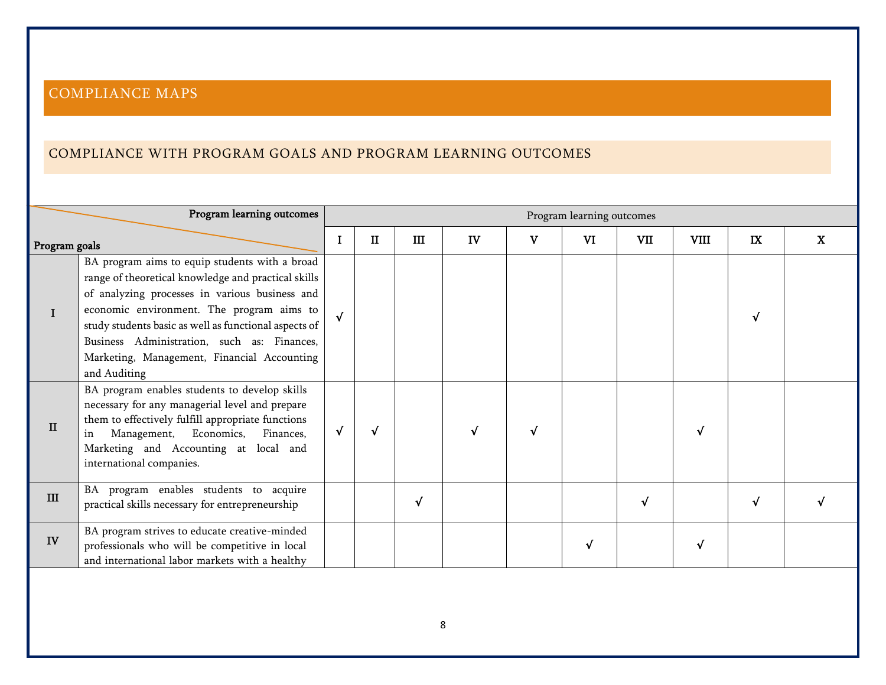# COMPLIANCE MAPS

## COMPLIANCE WITH PROGRAM GOALS AND PROGRAM LEARNING OUTCOMES

| Program goals \ Program learning outcomes | | Program learning outcomes | | | | | | | | | |
|---|---|---|---|---|---|---|---|---|---|---|---|
| | | I | II | III | IV | V | VI | VII | VIII | IX | X |
| I | BA program aims to equip students with a broad range of theoretical knowledge and practical skills of analyzing processes in various business and economic environment. The program aims to study students basic as well as functional aspects of Business Administration, such as: Finances, Marketing, Management, Financial Accounting and Auditing | √ | | | | | | | | √ | |
| II | BA program enables students to develop skills necessary for any managerial level and prepare them to effectively fulfill appropriate functions in Management, Economics, Finances, Marketing and Accounting at local and international companies. | √ | √ | | √ | √ | | | √ | | |
| III | BA program enables students to acquire practical skills necessary for entrepreneurship | | | √ | | | | √ | | √ | √ |
| IV | BA program strives to educate creative-minded professionals who will be competitive in local and international labor markets with a healthy | | | | | | √ | | √ | | |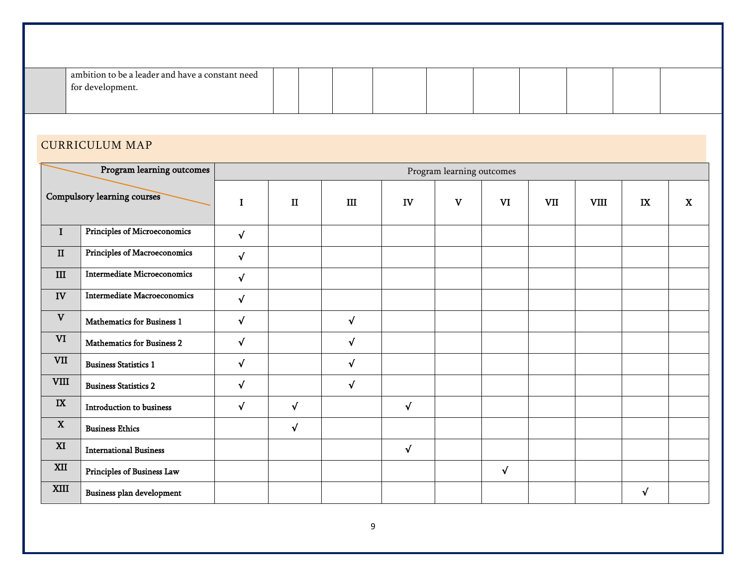| | ambition to be a leader and have a constant need for development. | | | | | | | | | | |
|---|---|---|---|---|---|---|---|---|---|---|---|

## CURRICULUM MAP

| Compulsory learning courses / Program learning outcomes | | Program learning outcomes | | | | | | | | | |
|---|---|---|---|---|---|---|---|---|---|---|---|
| | | I | II | III | IV | V | VI | VII | VIII | IX | X |
| I | Principles of Microeconomics | √ | | | | | | | | | |
| II | Principles of Macroeconomics | √ | | | | | | | | | |
| III | Intermediate Microeconomics | √ | | | | | | | | | |
| IV | Intermediate Macroeconomics | √ | | | | | | | | | |
| V | Mathematics for Business 1 | √ | | √ | | | | | | | |
| VI | Mathematics for Business 2 | √ | | √ | | | | | | | |
| VII | Business Statistics 1 | √ | | √ | | | | | | | |
| VIII | Business Statistics 2 | √ | | √ | | | | | | | |
| IX | Introduction to business | √ | √ | | √ | | | | | | |
| X | Business Ethics | | √ | | | | | | | | |
| XI | International Business | | | | √ | | | | | | |
| XII | Principles of Business Law | | | | | | √ | | | | |
| XIII | Business plan development | | | | | | | | | √ | |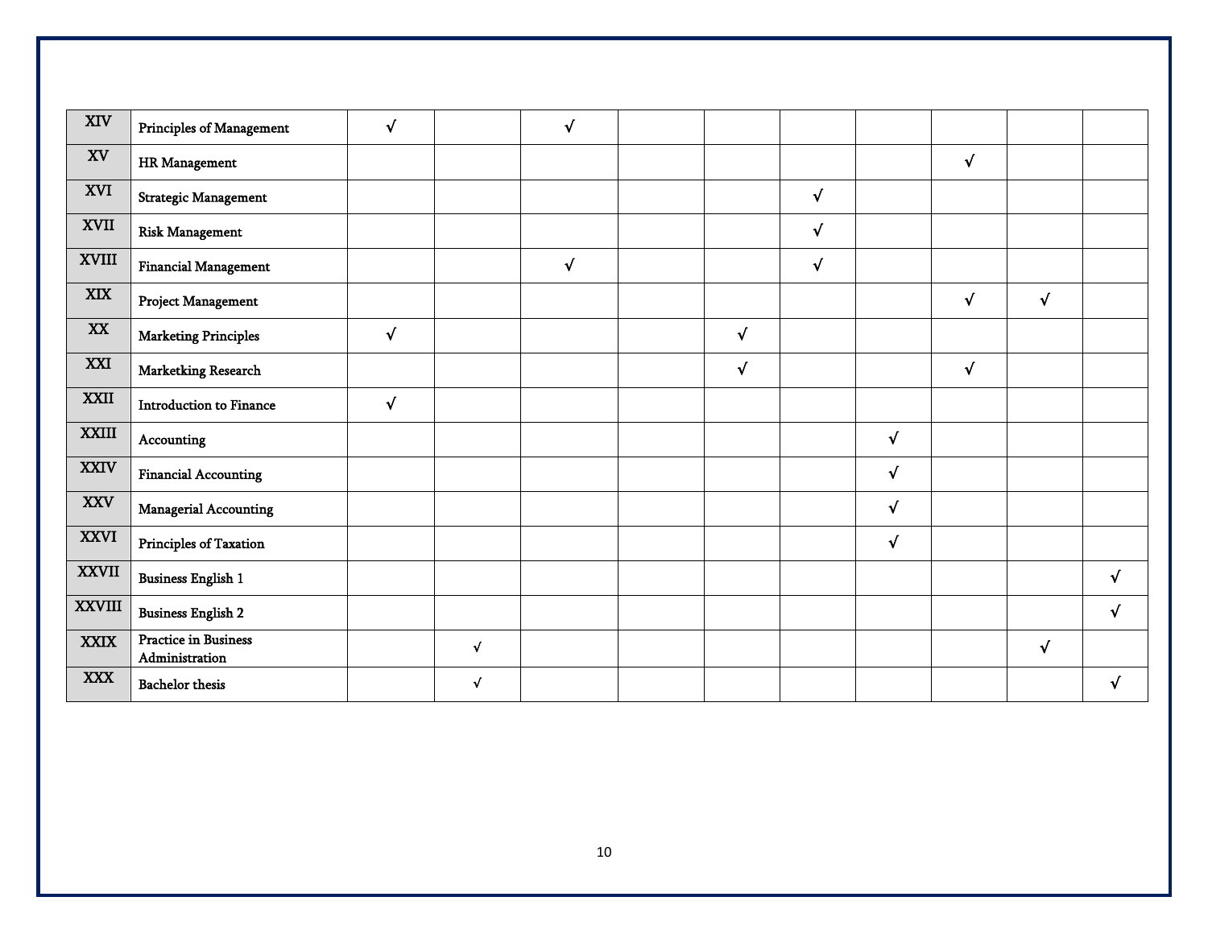| | | | | | | | | | | | |
|---|---|---|---|---|---|---|---|---|---|---|---|
| XIV | Principles of Management | √ | | √ | | | | | | | |
| XV | HR Management | | | | | | | | √ | | |
| XVI | Strategic Management | | | | | | √ | | | | |
| XVII | Risk Management | | | | | | √ | | | | |
| XVIII | Financial Management | | | √ | | | √ | | | | |
| XIX | Project Management | | | | | | | | √ | √ | |
| XX | Marketing Principles | √ | | | | √ | | | | | |
| XXI | Marketking Research | | | | | √ | | | √ | | |
| XXII | Introduction to Finance | √ | | | | | | | | | |
| XXIII | Accounting | | | | | | | √ | | | |
| XXIV | Financial Accounting | | | | | | | √ | | | |
| XXV | Managerial Accounting | | | | | | | √ | | | |
| XXVI | Principles of Taxation | | | | | | | √ | | | |
| XXVII | Business English 1 | | | | | | | | | | √ |
| XXVIII | Business English 2 | | | | | | | | | | √ |
| XXIX | Practice in Business Administration | | √ | | | | | | | √ | |
| XXX | Bachelor thesis | | √ | | | | | | | | √ |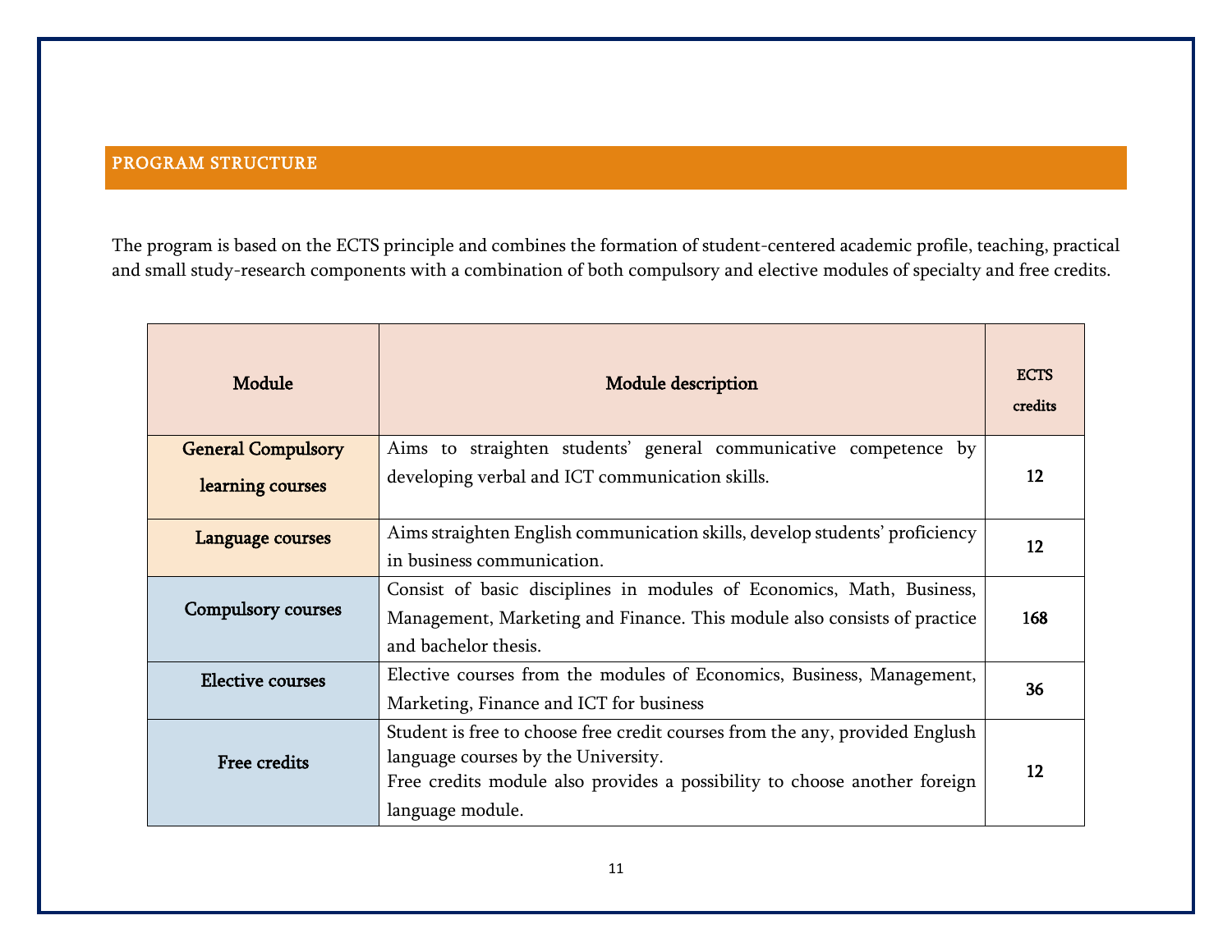## PROGRAM STRUCTURE

The program is based on the ECTS principle and combines the formation of student-centered academic profile, teaching, practical and small study-research components with a combination of both compulsory and elective modules of specialty and free credits.

| Module | Module description | ECTS credits |
|---|---|---|
| General Compulsory learning courses | Aims to straighten students' general communicative competence by developing verbal and ICT communication skills. | **12** |
| Language courses | Aims straighten English communication skills, develop students' proficiency in business communication. | **12** |
| Compulsory courses | Consist of basic disciplines in modules of Economics, Math, Business, Management, Marketing and Finance. This module also consists of practice and bachelor thesis. | **168** |
| Elective courses | Elective courses from the modules of Economics, Business, Management, Marketing, Finance and ICT for business | **36** |
| Free credits | Student is free to choose free credit courses from the any, provided Englush language courses by the University. Free credits module also provides a possibility to choose another foreign language module. | **12** |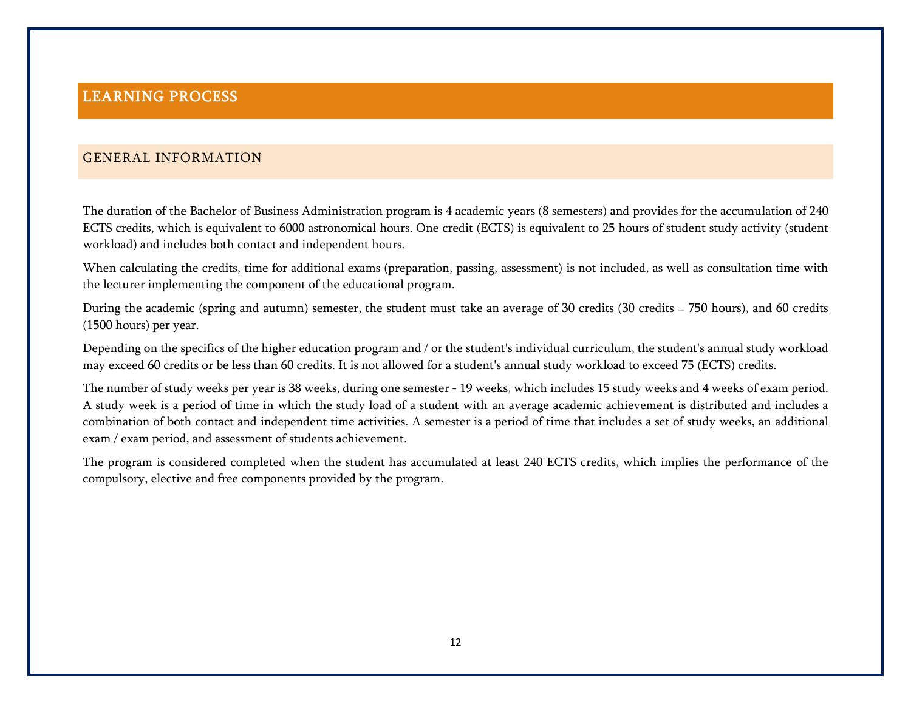# LEARNING PROCESS

## GENERAL INFORMATION

The duration of the Bachelor of Business Administration program is 4 academic years (8 semesters) and provides for the accumulation of 240 ECTS credits, which is equivalent to 6000 astronomical hours. One credit (ECTS) is equivalent to 25 hours of student study activity (student workload) and includes both contact and independent hours.

When calculating the credits, time for additional exams (preparation, passing, assessment) is not included, as well as consultation time with the lecturer implementing the component of the educational program.

During the academic (spring and autumn) semester, the student must take an average of 30 credits (30 credits = 750 hours), and 60 credits (1500 hours) per year.

Depending on the specifics of the higher education program and / or the student's individual curriculum, the student's annual study workload may exceed 60 credits or be less than 60 credits. It is not allowed for a student's annual study workload to exceed 75 (ECTS) credits.

The number of study weeks per year is 38 weeks, during one semester - 19 weeks, which includes 15 study weeks and 4 weeks of exam period. A study week is a period of time in which the study load of a student with an average academic achievement is distributed and includes a combination of both contact and independent time activities. A semester is a period of time that includes a set of study weeks, an additional exam / exam period, and assessment of students achievement.

The program is considered completed when the student has accumulated at least 240 ECTS credits, which implies the performance of the compulsory, elective and free components provided by the program.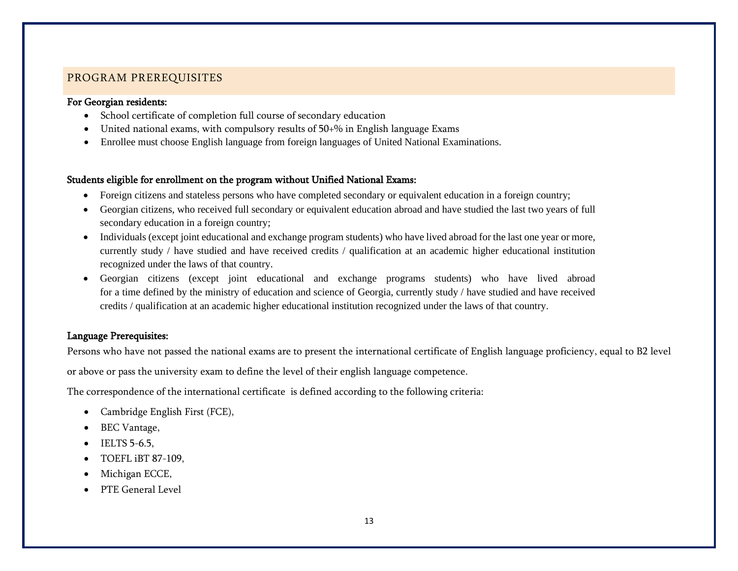## PROGRAM PREREQUISITES

**For Georgian residents:**

- School certificate of completion full course of secondary education
- United national exams, with compulsory results of 50+% in English language Exams
- Enrollee must choose English language from foreign languages of United National Examinations.

**Students eligible for enrollment on the program without Unified National Exams:**

- Foreign citizens and stateless persons who have completed secondary or equivalent education in a foreign country;
- Georgian citizens, who received full secondary or equivalent education abroad and have studied the last two years of full secondary education in a foreign country;
- Individuals (except joint educational and exchange program students) who have lived abroad for the last one year or more, currently study / have studied and have received credits / qualification at an academic higher educational institution recognized under the laws of that country.
- Georgian citizens (except joint educational and exchange programs students) who have lived abroad for a time defined by the ministry of education and science of Georgia, currently study / have studied and have received credits / qualification at an academic higher educational institution recognized under the laws of that country.

**Language Prerequisites:**

Persons who have not passed the national exams are to present the international certificate of English language proficiency, equal to B2 level or above or pass the university exam to define the level of their english language competence.

The correspondence of the international certificate is defined according to the following criteria:

- Cambridge English First (FCE),
- BEC Vantage,
- IELTS 5-6.5,
- TOEFL iBT 87-109,
- Michigan ECCE,
- PTE General Level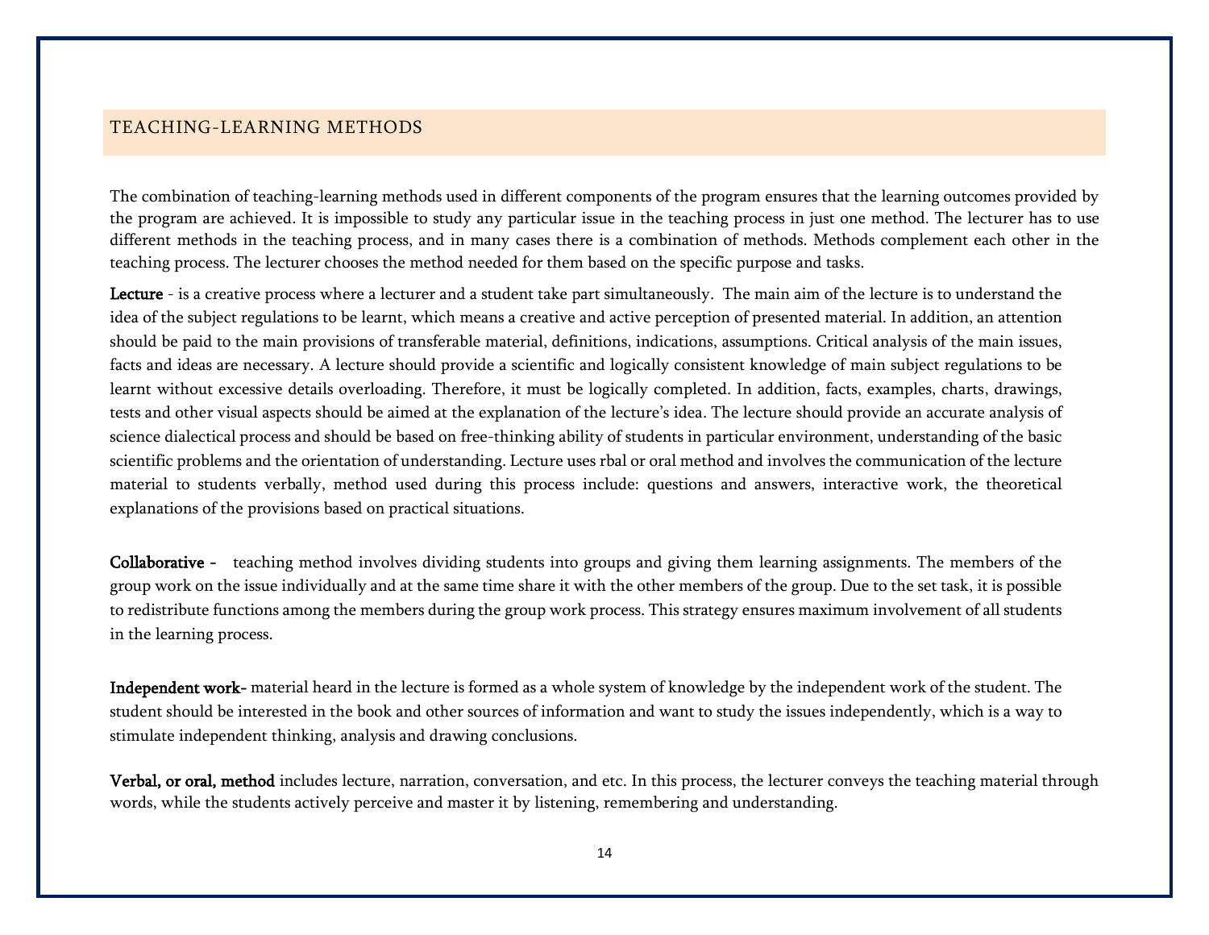## TEACHING-LEARNING METHODS

The combination of teaching-learning methods used in different components of the program ensures that the learning outcomes provided by the program are achieved. It is impossible to study any particular issue in the teaching process in just one method. The lecturer has to use different methods in the teaching process, and in many cases there is a combination of methods. Methods complement each other in the teaching process. The lecturer chooses the method needed for them based on the specific purpose and tasks.

**Lecture** - is a creative process where a lecturer and a student take part simultaneously. The main aim of the lecture is to understand the idea of the subject regulations to be learnt, which means a creative and active perception of presented material. In addition, an attention should be paid to the main provisions of transferable material, definitions, indications, assumptions. Critical analysis of the main issues, facts and ideas are necessary. A lecture should provide a scientific and logically consistent knowledge of main subject regulations to be learnt without excessive details overloading. Therefore, it must be logically completed. In addition, facts, examples, charts, drawings, tests and other visual aspects should be aimed at the explanation of the lecture's idea. The lecture should provide an accurate analysis of science dialectical process and should be based on free-thinking ability of students in particular environment, understanding of the basic scientific problems and the orientation of understanding. Lecture uses rbal or oral method and involves the communication of the lecture material to students verbally, method used during this process include: questions and answers, interactive work, the theoretical explanations of the provisions based on practical situations.

**Collaborative** - teaching method involves dividing students into groups and giving them learning assignments. The members of the group work on the issue individually and at the same time share it with the other members of the group. Due to the set task, it is possible to redistribute functions among the members during the group work process. This strategy ensures maximum involvement of all students in the learning process.

**Independent work-** material heard in the lecture is formed as a whole system of knowledge by the independent work of the student. The student should be interested in the book and other sources of information and want to study the issues independently, which is a way to stimulate independent thinking, analysis and drawing conclusions.

**Verbal, or oral, method** includes lecture, narration, conversation, and etc. In this process, the lecturer conveys the teaching material through words, while the students actively perceive and master it by listening, remembering and understanding.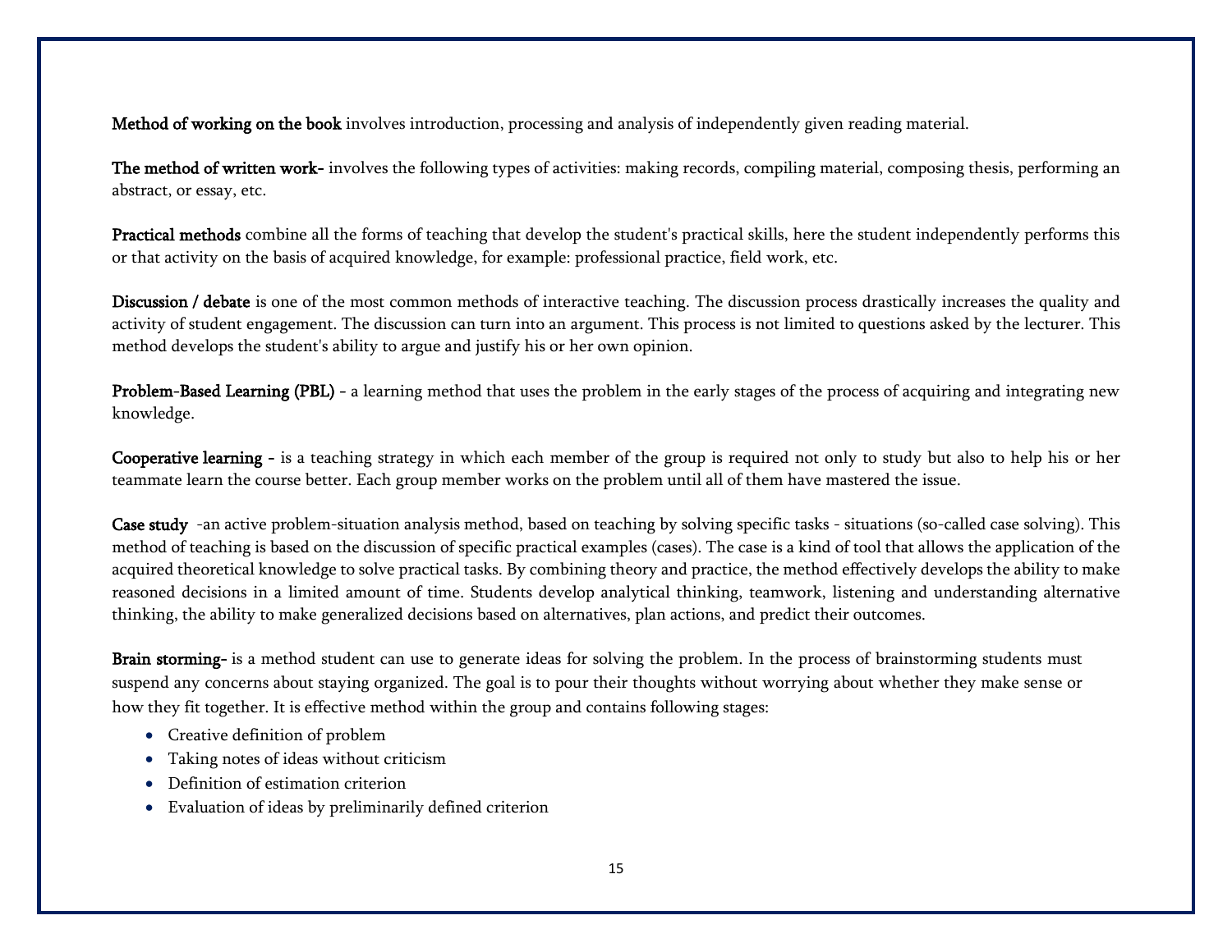**Method of working on the book** involves introduction, processing and analysis of independently given reading material.

**The method of written work-** involves the following types of activities: making records, compiling material, composing thesis, performing an abstract, or essay, etc.

**Practical methods** combine all the forms of teaching that develop the student's practical skills, here the student independently performs this or that activity on the basis of acquired knowledge, for example: professional practice, field work, etc.

**Discussion / debate** is one of the most common methods of interactive teaching. The discussion process drastically increases the quality and activity of student engagement. The discussion can turn into an argument. This process is not limited to questions asked by the lecturer. This method develops the student's ability to argue and justify his or her own opinion.

**Problem-Based Learning (PBL)** - a learning method that uses the problem in the early stages of the process of acquiring and integrating new knowledge.

**Cooperative learning** - is a teaching strategy in which each member of the group is required not only to study but also to help his or her teammate learn the course better. Each group member works on the problem until all of them have mastered the issue.

**Case study** -an active problem-situation analysis method, based on teaching by solving specific tasks - situations (so-called case solving). This method of teaching is based on the discussion of specific practical examples (cases). The case is a kind of tool that allows the application of the acquired theoretical knowledge to solve practical tasks. By combining theory and practice, the method effectively develops the ability to make reasoned decisions in a limited amount of time. Students develop analytical thinking, teamwork, listening and understanding alternative thinking, the ability to make generalized decisions based on alternatives, plan actions, and predict their outcomes.

**Brain storming-** is a method student can use to generate ideas for solving the problem. In the process of brainstorming students must suspend any concerns about staying organized. The goal is to pour their thoughts without worrying about whether they make sense or how they fit together. It is effective method within the group and contains following stages:

- Creative definition of problem
- Taking notes of ideas without criticism
- Definition of estimation criterion
- Evaluation of ideas by preliminarily defined criterion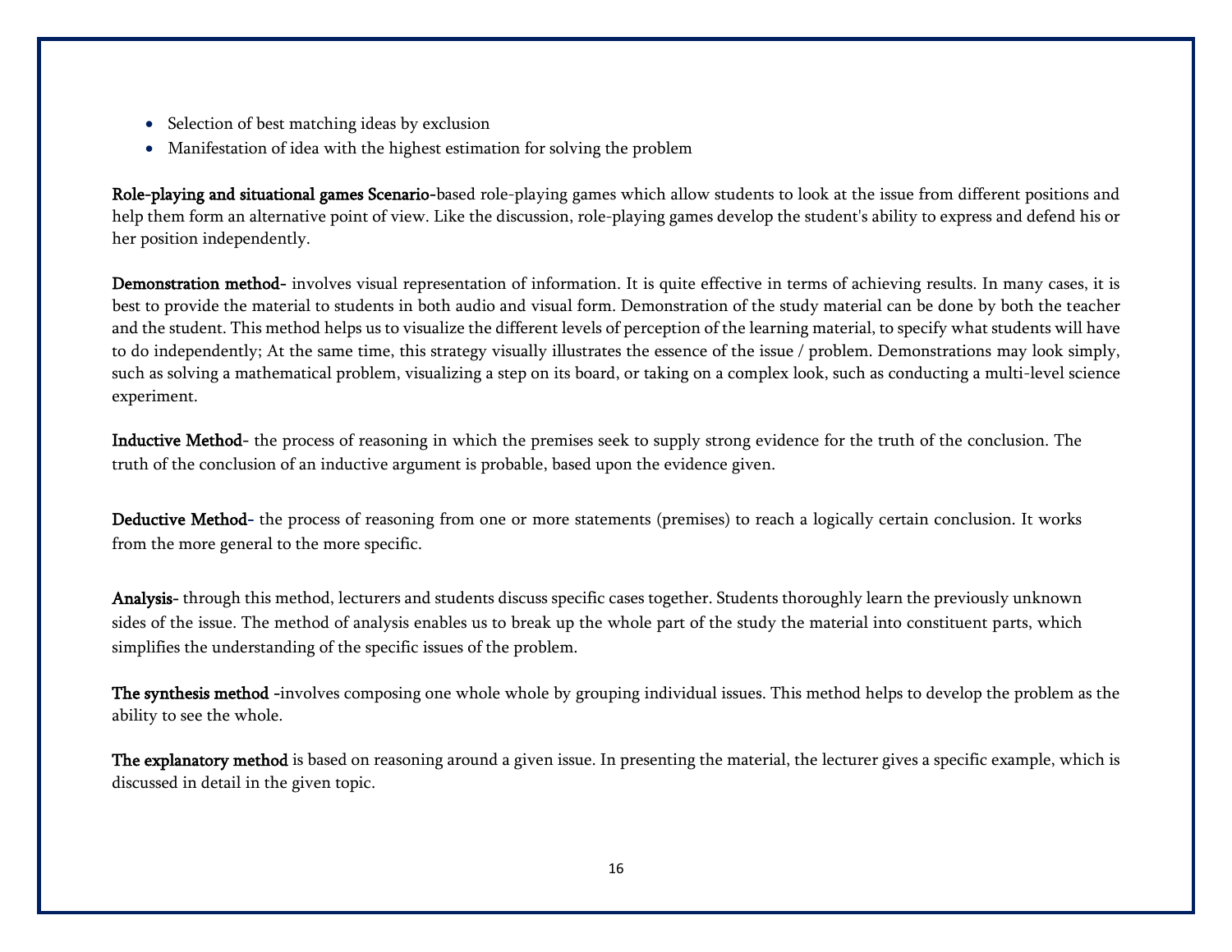- Selection of best matching ideas by exclusion
- Manifestation of idea with the highest estimation for solving the problem

**Role-playing and situational games Scenario-**based role-playing games which allow students to look at the issue from different positions and help them form an alternative point of view. Like the discussion, role-playing games develop the student's ability to express and defend his or her position independently.

**Demonstration method-** involves visual representation of information. It is quite effective in terms of achieving results. In many cases, it is best to provide the material to students in both audio and visual form. Demonstration of the study material can be done by both the teacher and the student. This method helps us to visualize the different levels of perception of the learning material, to specify what students will have to do independently; At the same time, this strategy visually illustrates the essence of the issue / problem. Demonstrations may look simply, such as solving a mathematical problem, visualizing a step on its board, or taking on a complex look, such as conducting a multi-level science experiment.

**Inductive Method-** the process of reasoning in which the premises seek to supply strong evidence for the truth of the conclusion. The truth of the conclusion of an inductive argument is probable, based upon the evidence given.

**Deductive Method-** the process of reasoning from one or more statements (premises) to reach a logically certain conclusion. It works from the more general to the more specific.

**Analysis-** through this method, lecturers and students discuss specific cases together. Students thoroughly learn the previously unknown sides of the issue. The method of analysis enables us to break up the whole part of the study the material into constituent parts, which simplifies the understanding of the specific issues of the problem.

**The synthesis method** -involves composing one whole whole by grouping individual issues. This method helps to develop the problem as the ability to see the whole.

**The explanatory method** is based on reasoning around a given issue. In presenting the material, the lecturer gives a specific example, which is discussed in detail in the given topic.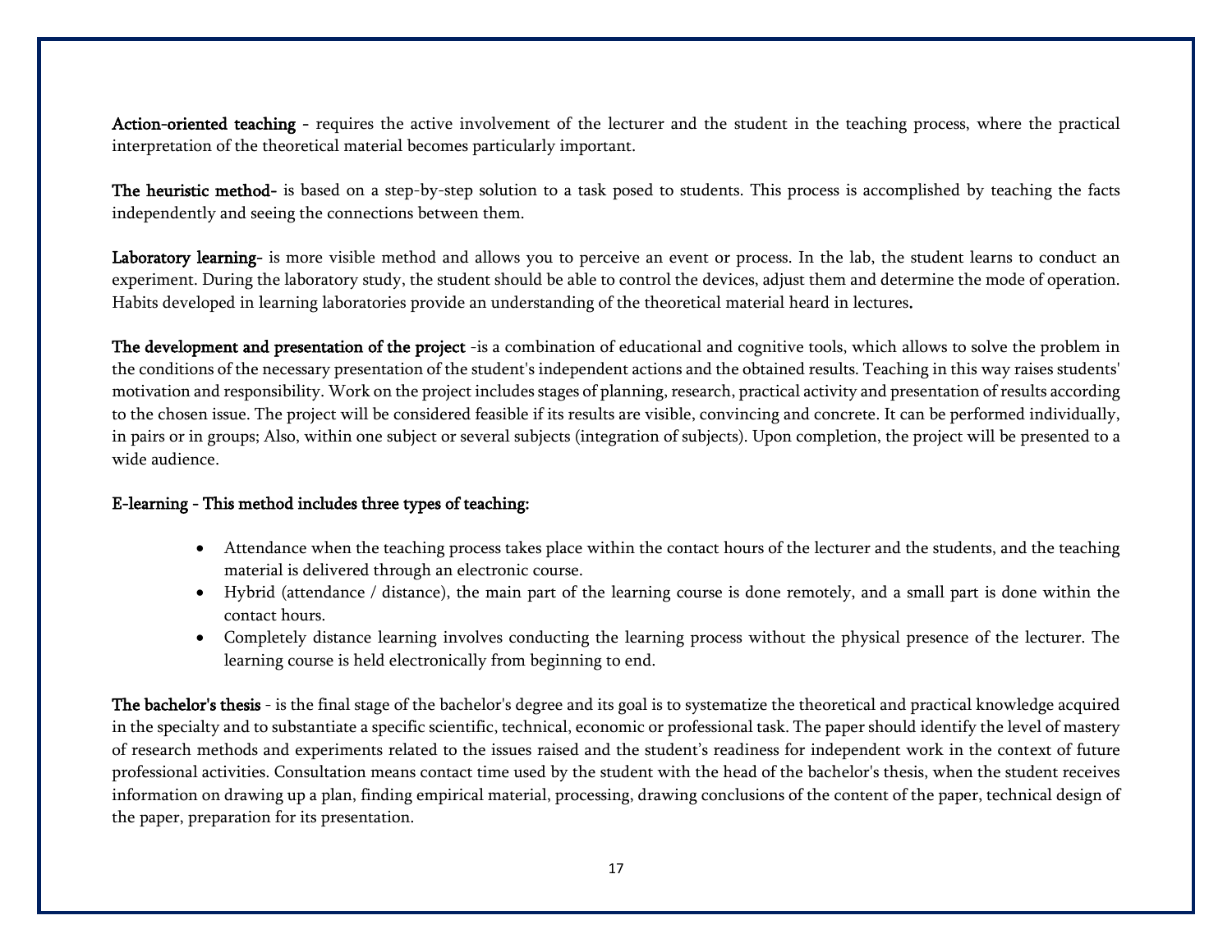**Action-oriented teaching** - requires the active involvement of the lecturer and the student in the teaching process, where the practical interpretation of the theoretical material becomes particularly important.

**The heuristic method**- is based on a step-by-step solution to a task posed to students. This process is accomplished by teaching the facts independently and seeing the connections between them.

**Laboratory learning**- is more visible method and allows you to perceive an event or process. In the lab, the student learns to conduct an experiment. During the laboratory study, the student should be able to control the devices, adjust them and determine the mode of operation. Habits developed in learning laboratories provide an understanding of the theoretical material heard in lectures**.**

**The development and presentation of the project** -is a combination of educational and cognitive tools, which allows to solve the problem in the conditions of the necessary presentation of the student's independent actions and the obtained results. Teaching in this way raises students' motivation and responsibility. Work on the project includes stages of planning, research, practical activity and presentation of results according to the chosen issue. The project will be considered feasible if its results are visible, convincing and concrete. It can be performed individually, in pairs or in groups; Also, within one subject or several subjects (integration of subjects). Upon completion, the project will be presented to a wide audience.

**E-learning - This method includes three types of teaching:**

- Attendance when the teaching process takes place within the contact hours of the lecturer and the students, and the teaching material is delivered through an electronic course.
- Hybrid (attendance / distance), the main part of the learning course is done remotely, and a small part is done within the contact hours.
- Completely distance learning involves conducting the learning process without the physical presence of the lecturer. The learning course is held electronically from beginning to end.

**The bachelor's thesis** - is the final stage of the bachelor's degree and its goal is to systematize the theoretical and practical knowledge acquired in the specialty and to substantiate a specific scientific, technical, economic or professional task. The paper should identify the level of mastery of research methods and experiments related to the issues raised and the student's readiness for independent work in the context of future professional activities. Consultation means contact time used by the student with the head of the bachelor's thesis, when the student receives information on drawing up a plan, finding empirical material, processing, drawing conclusions of the content of the paper, technical design of the paper, preparation for its presentation.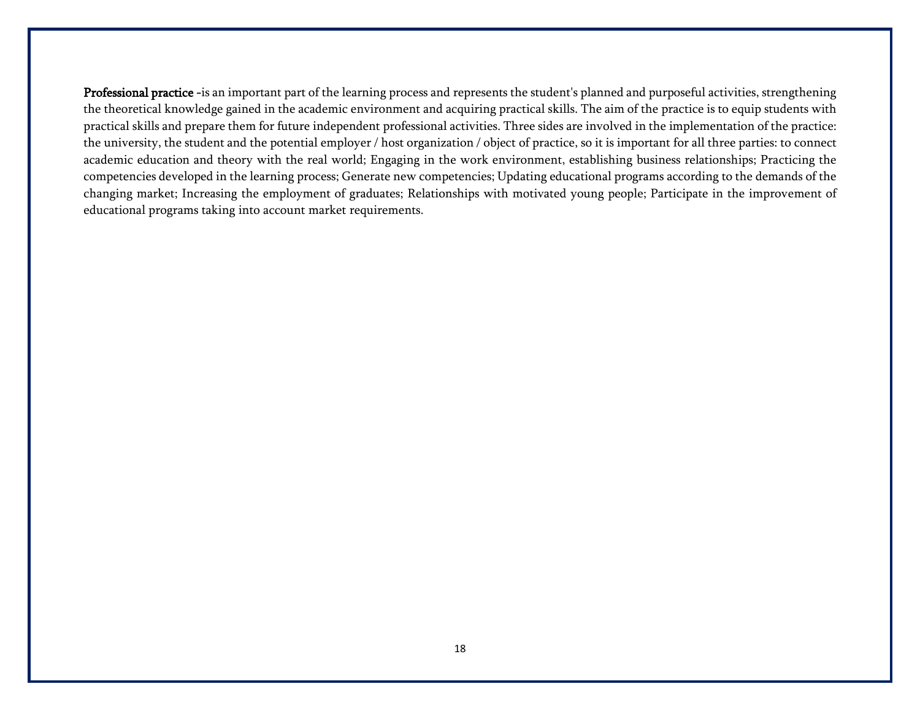**Professional practice** -is an important part of the learning process and represents the student's planned and purposeful activities, strengthening the theoretical knowledge gained in the academic environment and acquiring practical skills. The aim of the practice is to equip students with practical skills and prepare them for future independent professional activities. Three sides are involved in the implementation of the practice: the university, the student and the potential employer / host organization / object of practice, so it is important for all three parties: to connect academic education and theory with the real world; Engaging in the work environment, establishing business relationships; Practicing the competencies developed in the learning process; Generate new competencies; Updating educational programs according to the demands of the changing market; Increasing the employment of graduates; Relationships with motivated young people; Participate in the improvement of educational programs taking into account market requirements.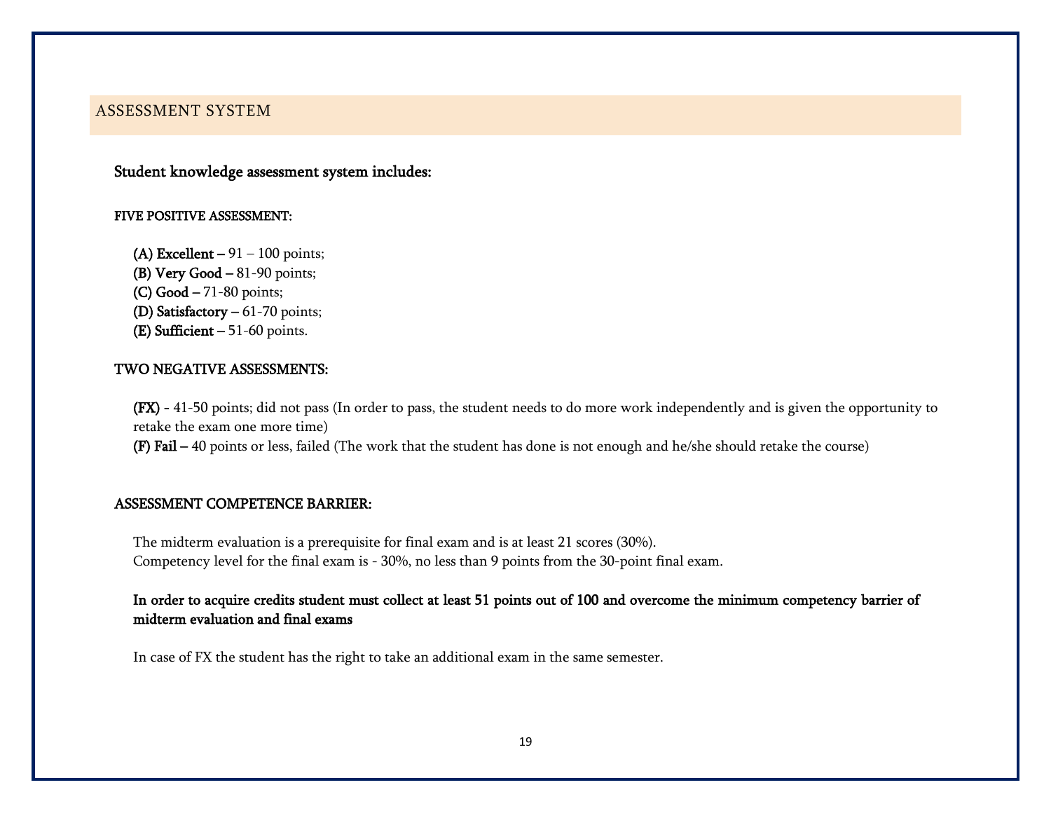## ASSESSMENT SYSTEM

**Student knowledge assessment system includes:**

**FIVE POSITIVE ASSESSMENT:**

**(A) Excellent –** 91 – 100 points;
**(B) Very Good –** 81-90 points;
**(C) Good –** 71-80 points;
**(D) Satisfactory –** 61-70 points;
**(E) Sufficient –** 51-60 points.

**TWO NEGATIVE ASSESSMENTS:**

**(FX)** - 41-50 points; did not pass (In order to pass, the student needs to do more work independently and is given the opportunity to retake the exam one more time)
**(F) Fail –** 40 points or less, failed (The work that the student has done is not enough and he/she should retake the course)

**ASSESSMENT COMPETENCE BARRIER:**

The midterm evaluation is a prerequisite for final exam and is at least 21 scores (30%).
Competency level for the final exam is - 30%, no less than 9 points from the 30-point final exam.

**In order to acquire credits student must collect at least 51 points out of 100 and overcome the minimum competency barrier of midterm evaluation and final exams**

In case of FX the student has the right to take an additional exam in the same semester.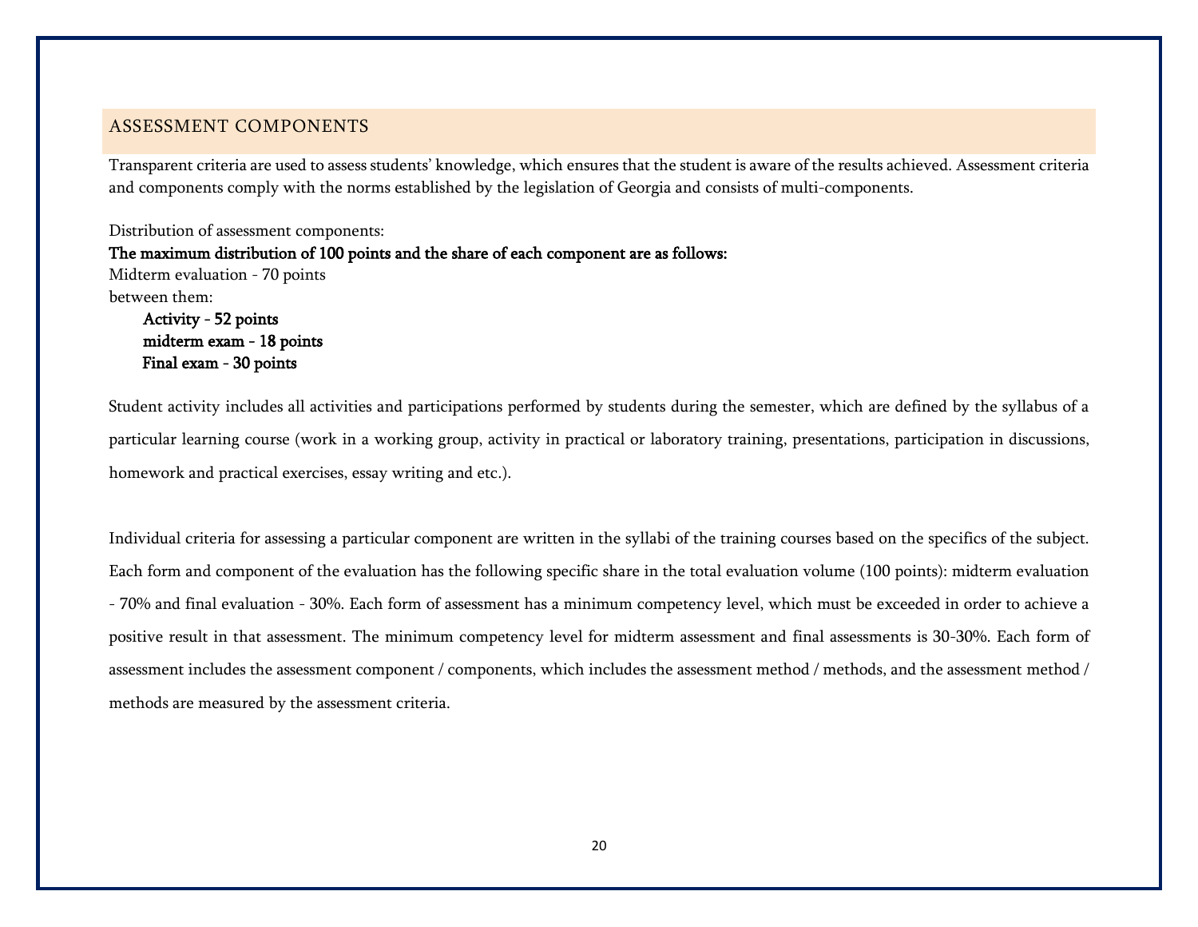## ASSESSMENT COMPONENTS

Transparent criteria are used to assess students' knowledge, which ensures that the student is aware of the results achieved. Assessment criteria and components comply with the norms established by the legislation of Georgia and consists of multi-components.

Distribution of assessment components:

**The maximum distribution of 100 points and the share of each component are as follows:**

Midterm evaluation - 70 points

between them:

- **Activity - 52 points**
- **midterm exam - 18 points**
- **Final exam - 30 points**

Student activity includes all activities and participations performed by students during the semester, which are defined by the syllabus of a particular learning course (work in a working group, activity in practical or laboratory training, presentations, participation in discussions, homework and practical exercises, essay writing and etc.).

Individual criteria for assessing a particular component are written in the syllabi of the training courses based on the specifics of the subject. Each form and component of the evaluation has the following specific share in the total evaluation volume (100 points): midterm evaluation - 70% and final evaluation - 30%. Each form of assessment has a minimum competency level, which must be exceeded in order to achieve a positive result in that assessment. The minimum competency level for midterm assessment and final assessments is 30-30%. Each form of assessment includes the assessment component / components, which includes the assessment method / methods, and the assessment method / methods are measured by the assessment criteria.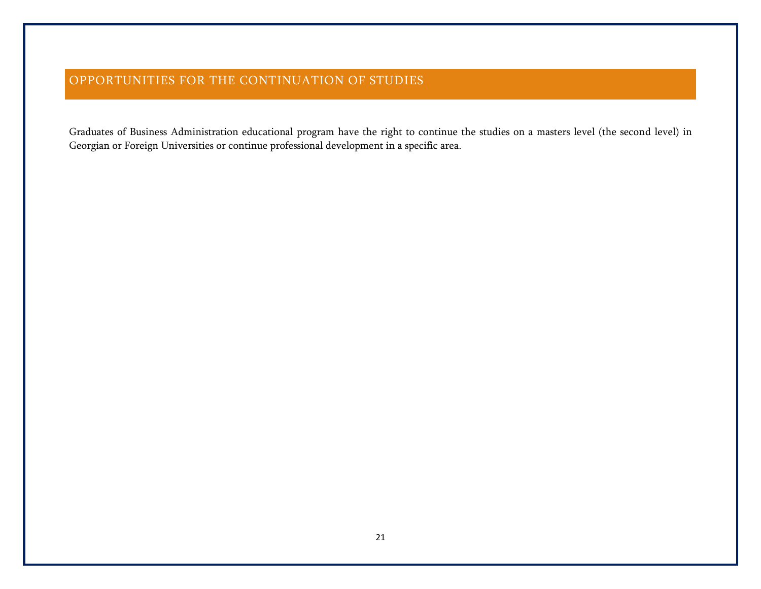## OPPORTUNITIES FOR THE CONTINUATION OF STUDIES

Graduates of Business Administration educational program have the right to continue the studies on a masters level (the second level) in Georgian or Foreign Universities or continue professional development in a specific area.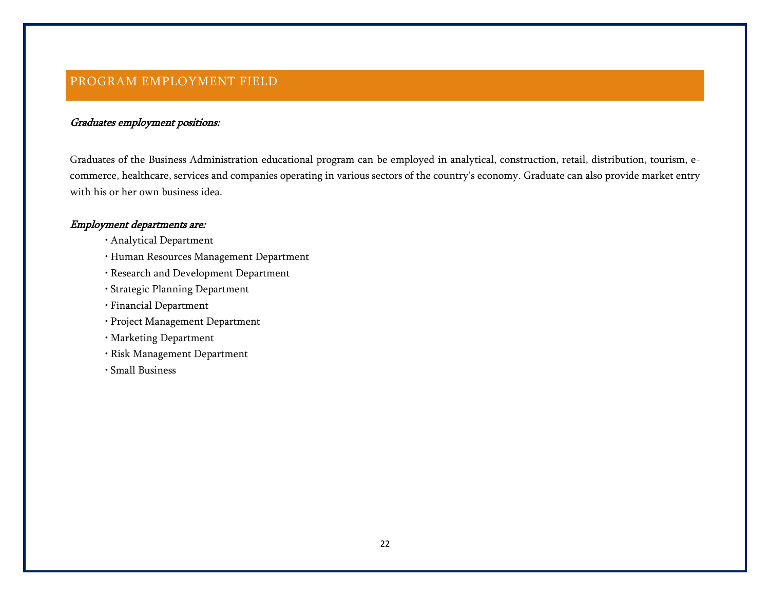## PROGRAM EMPLOYMENT FIELD

***Graduates employment positions:***

Graduates of the Business Administration educational program can be employed in analytical, construction, retail, distribution, tourism, e-commerce, healthcare, services and companies operating in various sectors of the country's economy. Graduate can also provide market entry with his or her own business idea.

***Employment departments are:***

- Analytical Department
- Human Resources Management Department
- Research and Development Department
- Strategic Planning Department
- Financial Department
- Project Management Department
- Marketing Department
- Risk Management Department
- Small Business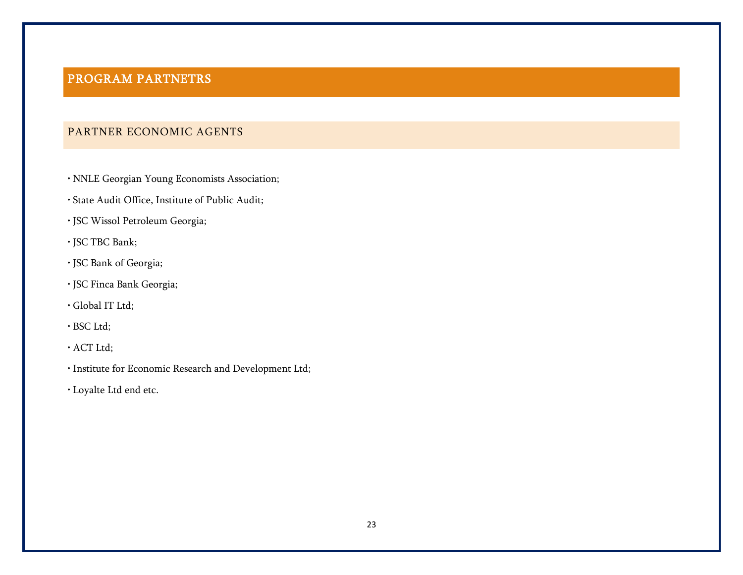# PROGRAM PARTNETRS

## PARTNER ECONOMIC AGENTS

- NNLE Georgian Young Economists Association;
- State Audit Office, Institute of Public Audit;
- JSC Wissol Petroleum Georgia;
- JSC TBC Bank;
- JSC Bank of Georgia;
- JSC Finca Bank Georgia;
- Global IT Ltd;
- BSC Ltd;
- ACT Ltd;
- Institute for Economic Research and Development Ltd;
- Loyalte Ltd end etc.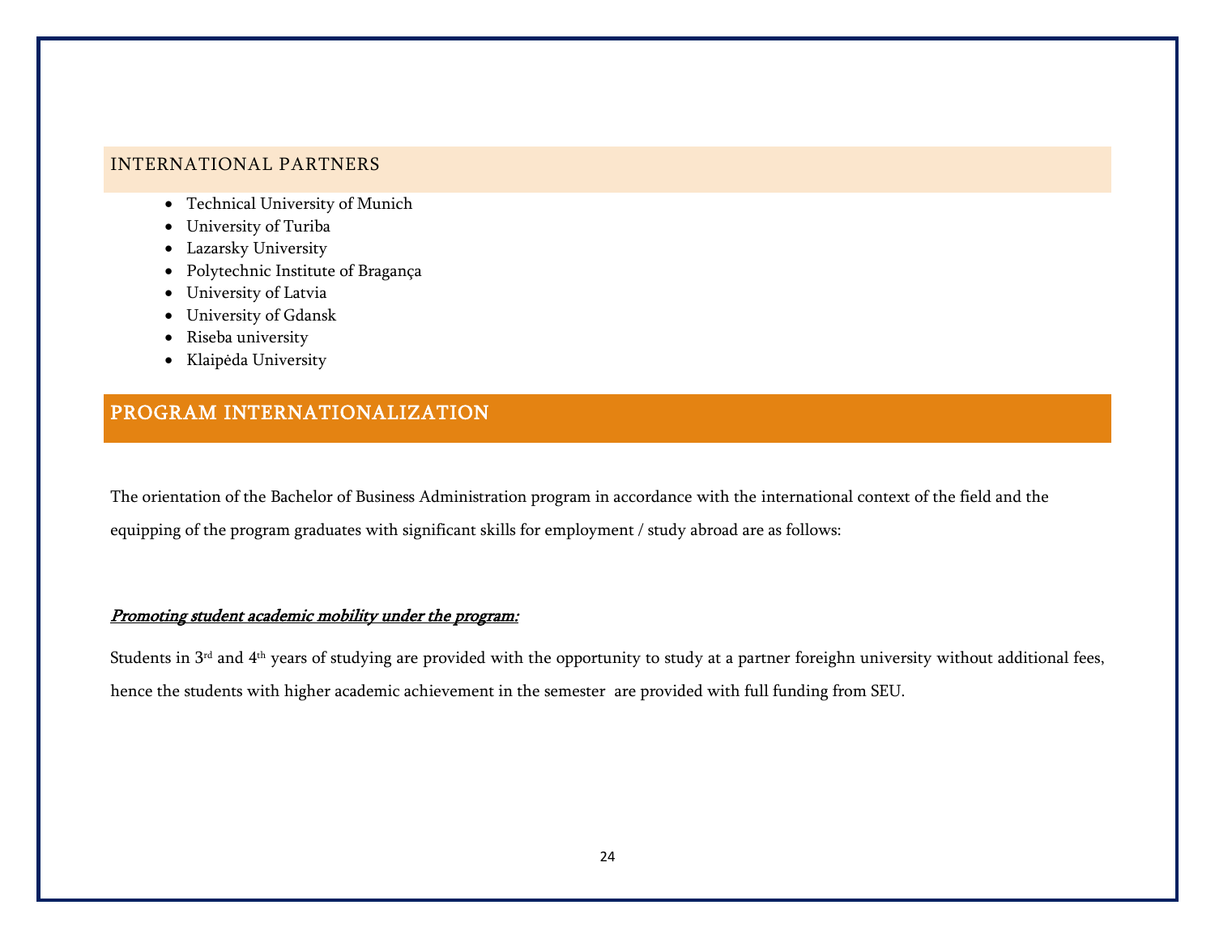## INTERNATIONAL PARTNERS

- Technical University of Munich
- University of Turiba
- Lazarsky University
- Polytechnic Institute of Bragança
- University of Latvia
- University of Gdansk
- Riseba university
- Klaipėda University

## PROGRAM INTERNATIONALIZATION

The orientation of the Bachelor of Business Administration program in accordance with the international context of the field and the equipping of the program graduates with significant skills for employment / study abroad are as follows:

***Promoting student academic mobility under the program:***

Students in 3rd and 4th years of studying are provided with the opportunity to study at a partner foreighn university without additional fees, hence the students with higher academic achievement in the semester are provided with full funding from SEU.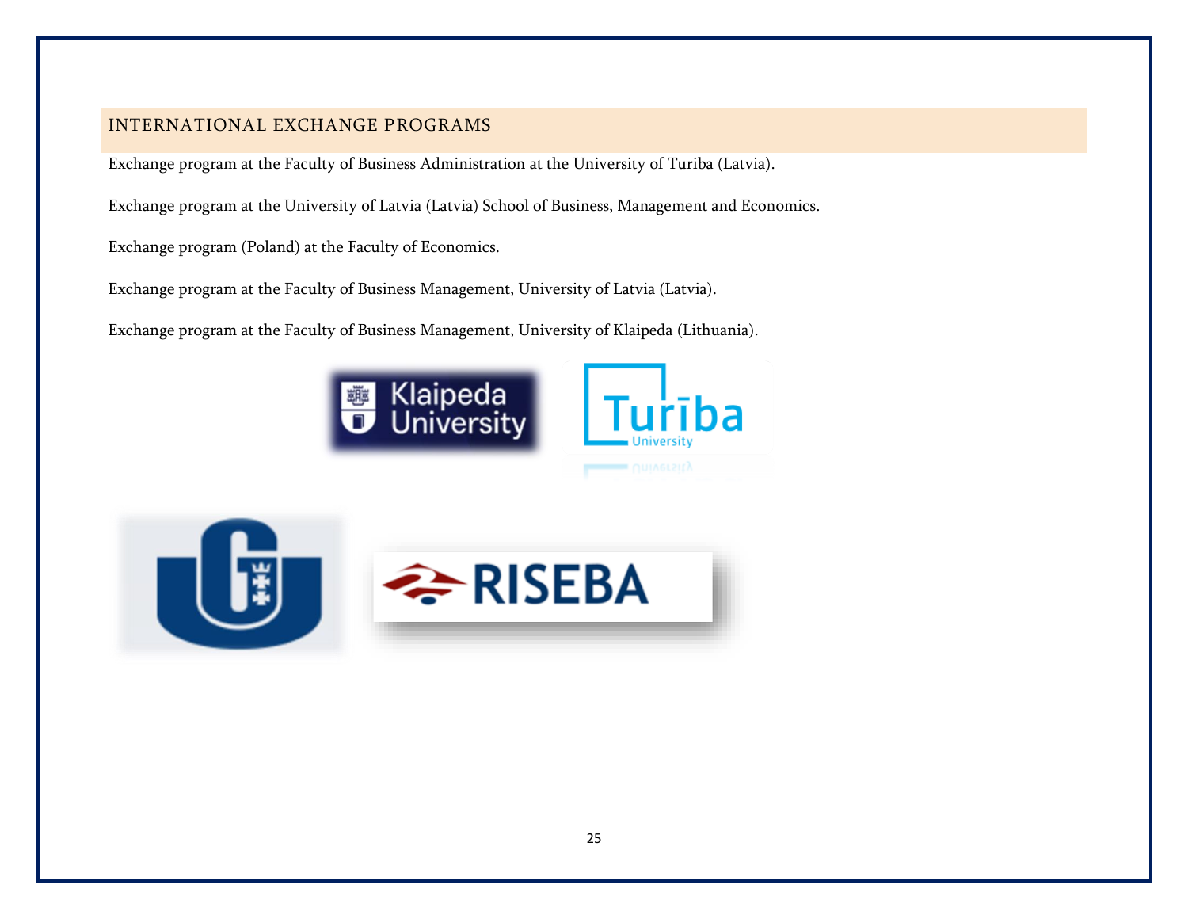## INTERNATIONAL EXCHANGE PROGRAMS

Exchange program at the Faculty of Business Administration at the University of Turiba (Latvia).

Exchange program at the University of Latvia (Latvia) School of Business, Management and Economics.

Exchange program (Poland) at the Faculty of Economics.

Exchange program at the Faculty of Business Management, University of Latvia (Latvia).

Exchange program at the Faculty of Business Management, University of Klaipeda (Lithuania).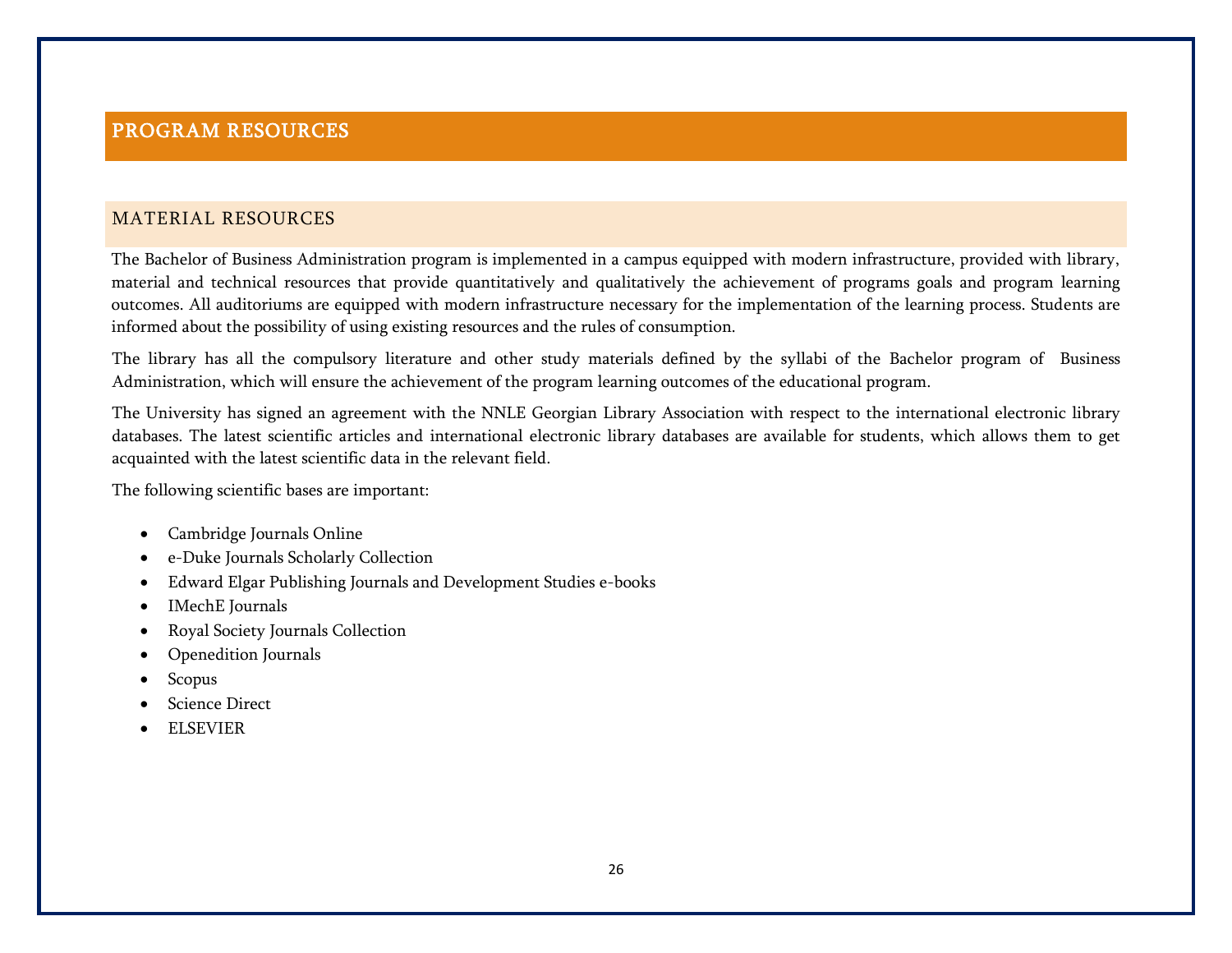# PROGRAM RESOURCES

## MATERIAL RESOURCES

The Bachelor of Business Administration program is implemented in a campus equipped with modern infrastructure, provided with library, material and technical resources that provide quantitatively and qualitatively the achievement of programs goals and program learning outcomes. All auditoriums are equipped with modern infrastructure necessary for the implementation of the learning process. Students are informed about the possibility of using existing resources and the rules of consumption.

The library has all the compulsory literature and other study materials defined by the syllabi of the Bachelor program of Business Administration, which will ensure the achievement of the program learning outcomes of the educational program.

The University has signed an agreement with the NNLE Georgian Library Association with respect to the international electronic library databases. The latest scientific articles and international electronic library databases are available for students, which allows them to get acquainted with the latest scientific data in the relevant field.

The following scientific bases are important:

- Cambridge Journals Online
- e-Duke Journals Scholarly Collection
- Edward Elgar Publishing Journals and Development Studies e-books
- IMechE Journals
- Royal Society Journals Collection
- Openedition Journals
- Scopus
- Science Direct
- ELSEVIER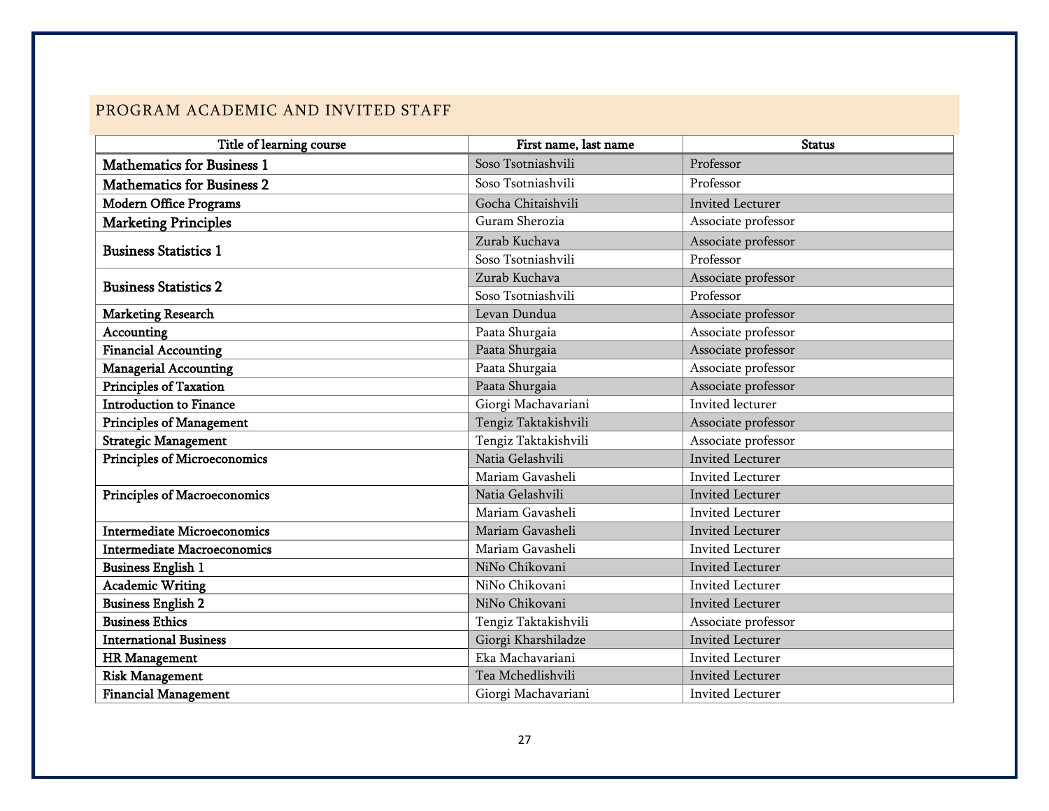## PROGRAM ACADEMIC AND INVITED STAFF

| Title of learning course | First name, last name | Status |
|---|---|---|
| Mathematics for Business 1 | Soso Tsotniashvili | Professor |
| Mathematics for Business 2 | Soso Tsotniashvili | Professor |
| Modern Office Programs | Gocha Chitaishvili | Invited Lecturer |
| Marketing Principles | Guram Sherozia | Associate professor |
| Business Statistics 1 | Zurab Kuchava | Associate professor |
| | Soso Tsotniashvili | Professor |
| Business Statistics 2 | Zurab Kuchava | Associate professor |
| | Soso Tsotniashvili | Professor |
| Marketing Research | Levan Dundua | Associate professor |
| Accounting | Paata Shurgaia | Associate professor |
| Financial Accounting | Paata Shurgaia | Associate professor |
| Managerial Accounting | Paata Shurgaia | Associate professor |
| Principles of Taxation | Paata Shurgaia | Associate professor |
| Introduction to Finance | Giorgi Machavariani | Invited lecturer |
| Principles of Management | Tengiz Taktakishvili | Associate professor |
| Strategic Management | Tengiz Taktakishvili | Associate professor |
| Principles of Microeconomics | Natia Gelashvili | Invited Lecturer |
| | Mariam Gavasheli | Invited Lecturer |
| Principles of Macroeconomics | Natia Gelashvili | Invited Lecturer |
| | Mariam Gavasheli | Invited Lecturer |
| Intermediate Microeconomics | Mariam Gavasheli | Invited Lecturer |
| Intermediate Macroeconomics | Mariam Gavasheli | Invited Lecturer |
| Business English 1 | NiNo Chikovani | Invited Lecturer |
| Academic Writing | NiNo Chikovani | Invited Lecturer |
| Business English 2 | NiNo Chikovani | Invited Lecturer |
| Business Ethics | Tengiz Taktakishvili | Associate professor |
| International Business | Giorgi Kharshiladze | Invited Lecturer |
| HR Management | Eka Machavariani | Invited Lecturer |
| Risk Management | Tea Mchedlishvili | Invited Lecturer |
| Financial Management | Giorgi Machavariani | Invited Lecturer |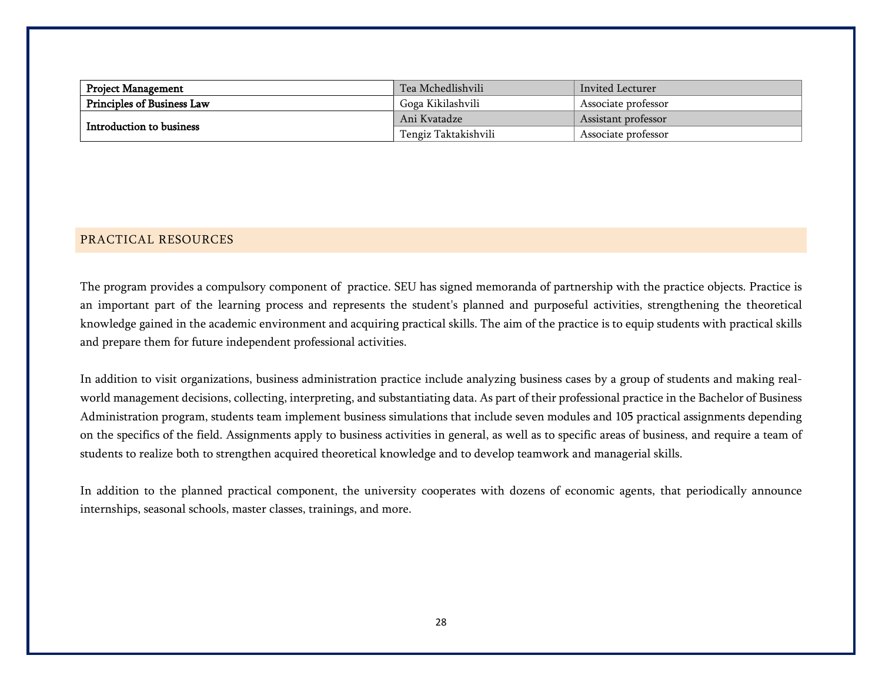| | | |
|---|---|---|
| **Project Management** | Tea Mchedlishvili | Invited Lecturer |
| **Principles of Business Law** | Goga Kikilashvili | Associate professor |
| **Introduction to business** | Ani Kvatadze | Assistant professor |
| | Tengiz Taktakishvili | Associate professor |

## PRACTICAL RESOURCES

The program provides a compulsory component of practice. SEU has signed memoranda of partnership with the practice objects. Practice is an important part of the learning process and represents the student's planned and purposeful activities, strengthening the theoretical knowledge gained in the academic environment and acquiring practical skills. The aim of the practice is to equip students with practical skills and prepare them for future independent professional activities.

In addition to visit organizations, business administration practice include analyzing business cases by a group of students and making real-world management decisions, collecting, interpreting, and substantiating data. As part of their professional practice in the Bachelor of Business Administration program, students team implement business simulations that include seven modules and 105 practical assignments depending on the specifics of the field. Assignments apply to business activities in general, as well as to specific areas of business, and require a team of students to realize both to strengthen acquired theoretical knowledge and to develop teamwork and managerial skills.

In addition to the planned practical component, the university cooperates with dozens of economic agents, that periodically announce internships, seasonal schools, master classes, trainings, and more.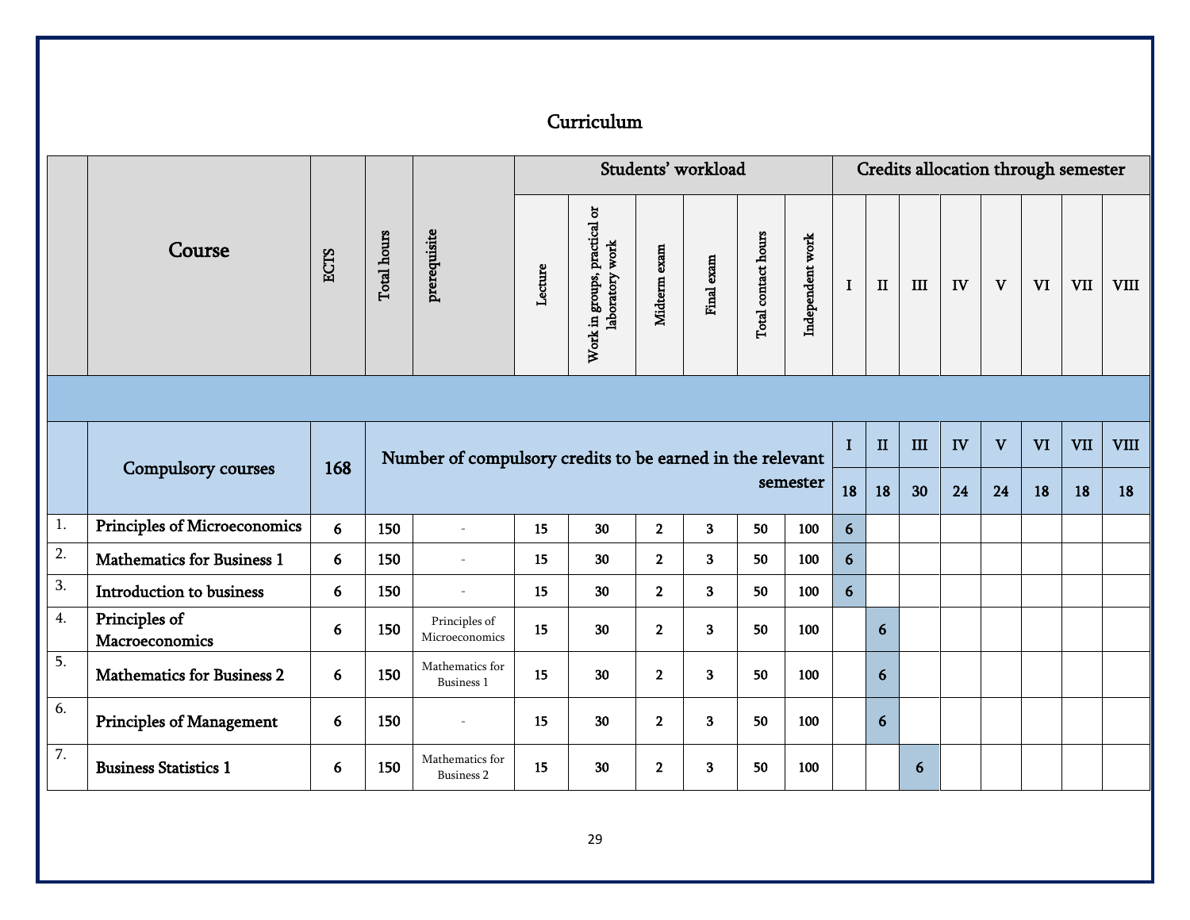# Curriculum

| | Course | ECTS | Total hours | prerequisite | Students' workload | | | | | | Credits allocation through semester | | | | | | | |
|---|---|---|---|---|---|---|---|---|---|---|---|---|---|---|---|---|---|---|
| | | | | | Lecture | Work in groups, practical or laboratory work | Midterm exam | Final exam | Total contact hours | Independent work | I | II | III | IV | V | VI | VII | VIII |
| | | | | | | | | | | | | | | | | | | |
| | **Compulsory courses** | **168** | **Number of compulsory credits to be earned in the relevant semester** | | | | | | | | I | II | III | IV | V | VI | VII | VIII |
| | | | | | | | | | | | 18 | 18 | 30 | 24 | 24 | 18 | 18 | 18 |
| 1. | **Principles of Microeconomics** | 6 | 150 | - | 15 | 30 | 2 | 3 | 50 | 100 | 6 | | | | | | | |
| 2. | **Mathematics for Business 1** | 6 | 150 | - | 15 | 30 | 2 | 3 | 50 | 100 | 6 | | | | | | | |
| 3. | **Introduction to business** | 6 | 150 | - | 15 | 30 | 2 | 3 | 50 | 100 | 6 | | | | | | | |
| 4. | **Principles of Macroeconomics** | 6 | 150 | Principles of Microeconomics | 15 | 30 | 2 | 3 | 50 | 100 | | 6 | | | | | | |
| 5. | **Mathematics for Business 2** | 6 | 150 | Mathematics for Business 1 | 15 | 30 | 2 | 3 | 50 | 100 | | 6 | | | | | | |
| 6. | **Principles of Management** | 6 | 150 | - | 15 | 30 | 2 | 3 | 50 | 100 | | 6 | | | | | | |
| 7. | **Business Statistics 1** | 6 | 150 | Mathematics for Business 2 | 15 | 30 | 2 | 3 | 50 | 100 | | | 6 | | | | | |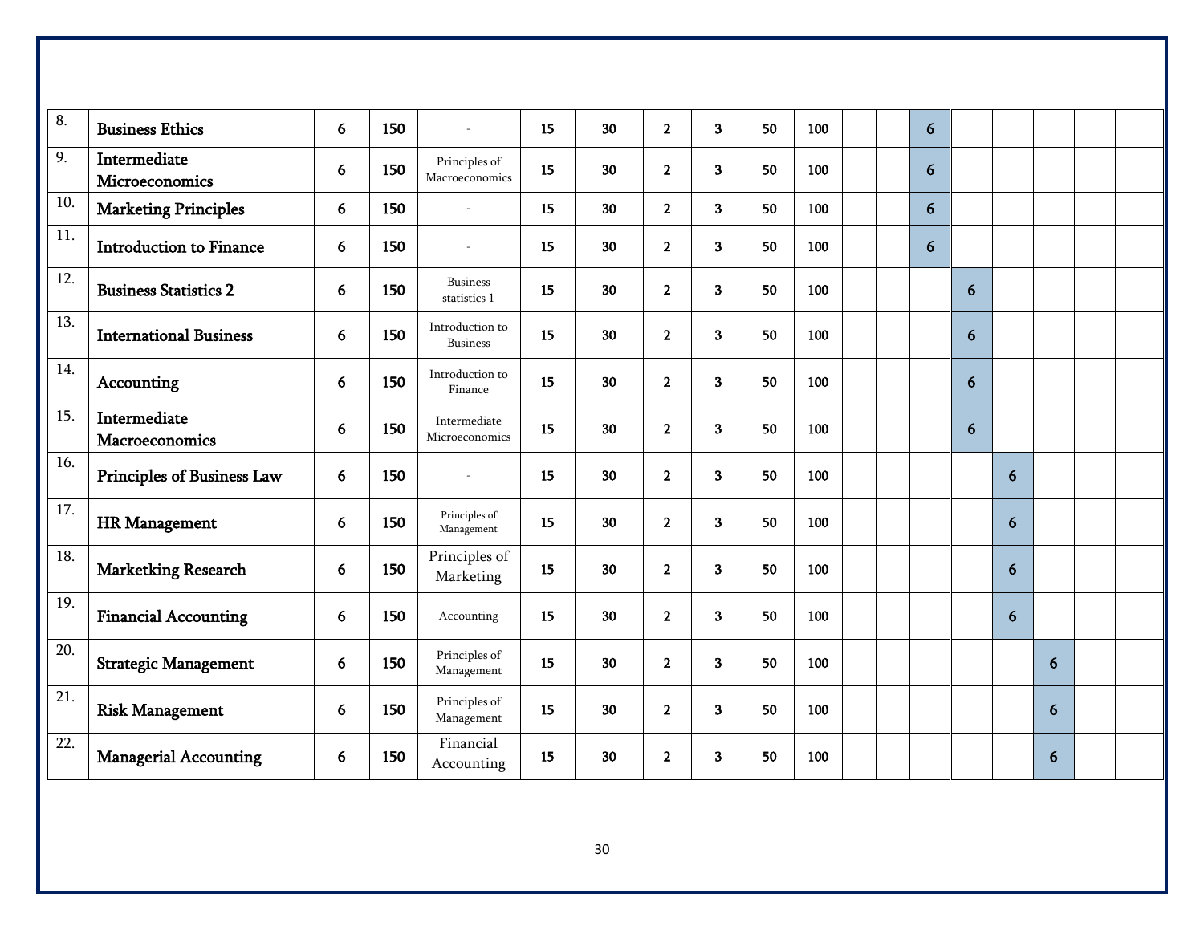| | | | | | | | | | | | | | | | | | | |
|---|---|---|---|---|---|---|---|---|---|---|---|---|---|---|---|---|---|---|
| 8. | **Business Ethics** | 6 | 150 | - | 15 | 30 | 2 | 3 | 50 | 100 | | | 6 | | | | | |
| 9. | **Intermediate Microeconomics** | 6 | 150 | Principles of Macroeconomics | 15 | 30 | 2 | 3 | 50 | 100 | | | 6 | | | | | |
| 10. | **Marketing Principles** | 6 | 150 | - | 15 | 30 | 2 | 3 | 50 | 100 | | | 6 | | | | | |
| 11. | **Introduction to Finance** | 6 | 150 | - | 15 | 30 | 2 | 3 | 50 | 100 | | | 6 | | | | | |
| 12. | **Business Statistics 2** | 6 | 150 | Business statistics 1 | 15 | 30 | 2 | 3 | 50 | 100 | | | | 6 | | | | |
| 13. | **International Business** | 6 | 150 | Introduction to Business | 15 | 30 | 2 | 3 | 50 | 100 | | | | 6 | | | | |
| 14. | **Accounting** | 6 | 150 | Introduction to Finance | 15 | 30 | 2 | 3 | 50 | 100 | | | | 6 | | | | |
| 15. | **Intermediate Macroeconomics** | 6 | 150 | Intermediate Microeconomics | 15 | 30 | 2 | 3 | 50 | 100 | | | | 6 | | | | |
| 16. | **Principles of Business Law** | 6 | 150 | - | 15 | 30 | 2 | 3 | 50 | 100 | | | | | 6 | | | |
| 17. | **HR Management** | 6 | 150 | Principles of Management | 15 | 30 | 2 | 3 | 50 | 100 | | | | | 6 | | | |
| 18. | **Marketking Research** | 6 | 150 | Principles of Marketing | 15 | 30 | 2 | 3 | 50 | 100 | | | | | 6 | | | |
| 19. | **Financial Accounting** | 6 | 150 | Accounting | 15 | 30 | 2 | 3 | 50 | 100 | | | | | 6 | | | |
| 20. | **Strategic Management** | 6 | 150 | Principles of Management | 15 | 30 | 2 | 3 | 50 | 100 | | | | | | 6 | | |
| 21. | **Risk Management** | 6 | 150 | Principles of Management | 15 | 30 | 2 | 3 | 50 | 100 | | | | | | 6 | | |
| 22. | **Managerial Accounting** | 6 | 150 | Financial Accounting | 15 | 30 | 2 | 3 | 50 | 100 | | | | | | 6 | | |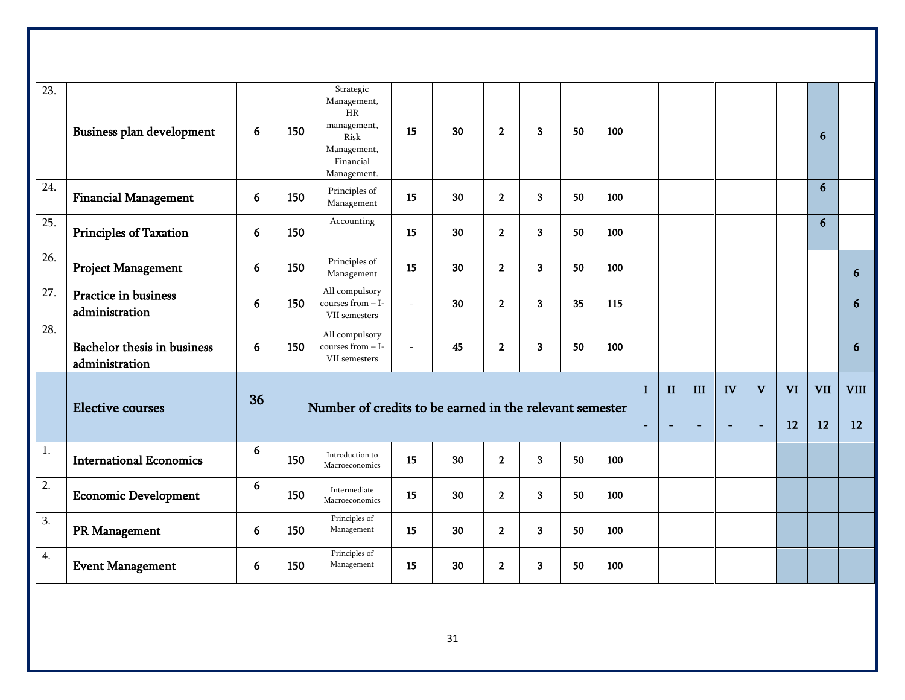| | | | | | | | | | | | | | | | | | | | |
|---|---|---|---|---|---|---|---|---|---|---|---|---|---|---|---|---|---|---|---|
| 23. | **Business plan development** | **6** | **150** | Strategic Management, HR management, Risk Management, Financial Management. | **15** | **30** | **2** | **3** | **50** | **100** | | | | | | | **6** | |
| 24. | **Financial Management** | **6** | **150** | Principles of Management | **15** | **30** | **2** | **3** | **50** | **100** | | | | | | | **6** | |
| 25. | **Principles of Taxation** | **6** | **150** | Accounting | **15** | **30** | **2** | **3** | **50** | **100** | | | | | | | **6** | |
| 26. | **Project Management** | **6** | **150** | Principles of Management | **15** | **30** | **2** | **3** | **50** | **100** | | | | | | | | **6** |
| 27. | **Practice in business administration** | **6** | **150** | All compulsory courses from – I-VII semesters | - | **30** | **2** | **3** | **35** | **115** | | | | | | | | **6** |
| 28. | **Bachelor thesis in business administration** | **6** | **150** | All compulsory courses from – I-VII semesters | - | **45** | **2** | **3** | **50** | **100** | | | | | | | | **6** |
| | **Elective courses** | **36** | **Number of credits to be earned in the relevant semester** | | | | | | | | **I** | **II** | **III** | **IV** | **V** | **VI** | **VII** | **VIII** |
| | | | | | | | | | | | **-** | **-** | **-** | **-** | **-** | **12** | **12** | **12** |
| 1. | **International Economics** | **6** | **150** | Introduction to Macroeconomics | **15** | **30** | **2** | **3** | **50** | **100** | | | | | | | | |
| 2. | **Economic Development** | **6** | **150** | Intermediate Macroeconomics | **15** | **30** | **2** | **3** | **50** | **100** | | | | | | | | |
| 3. | **PR Management** | **6** | **150** | Principles of Management | **15** | **30** | **2** | **3** | **50** | **100** | | | | | | | | |
| 4. | **Event Management** | **6** | **150** | Principles of Management | **15** | **30** | **2** | **3** | **50** | **100** | | | | | | | | |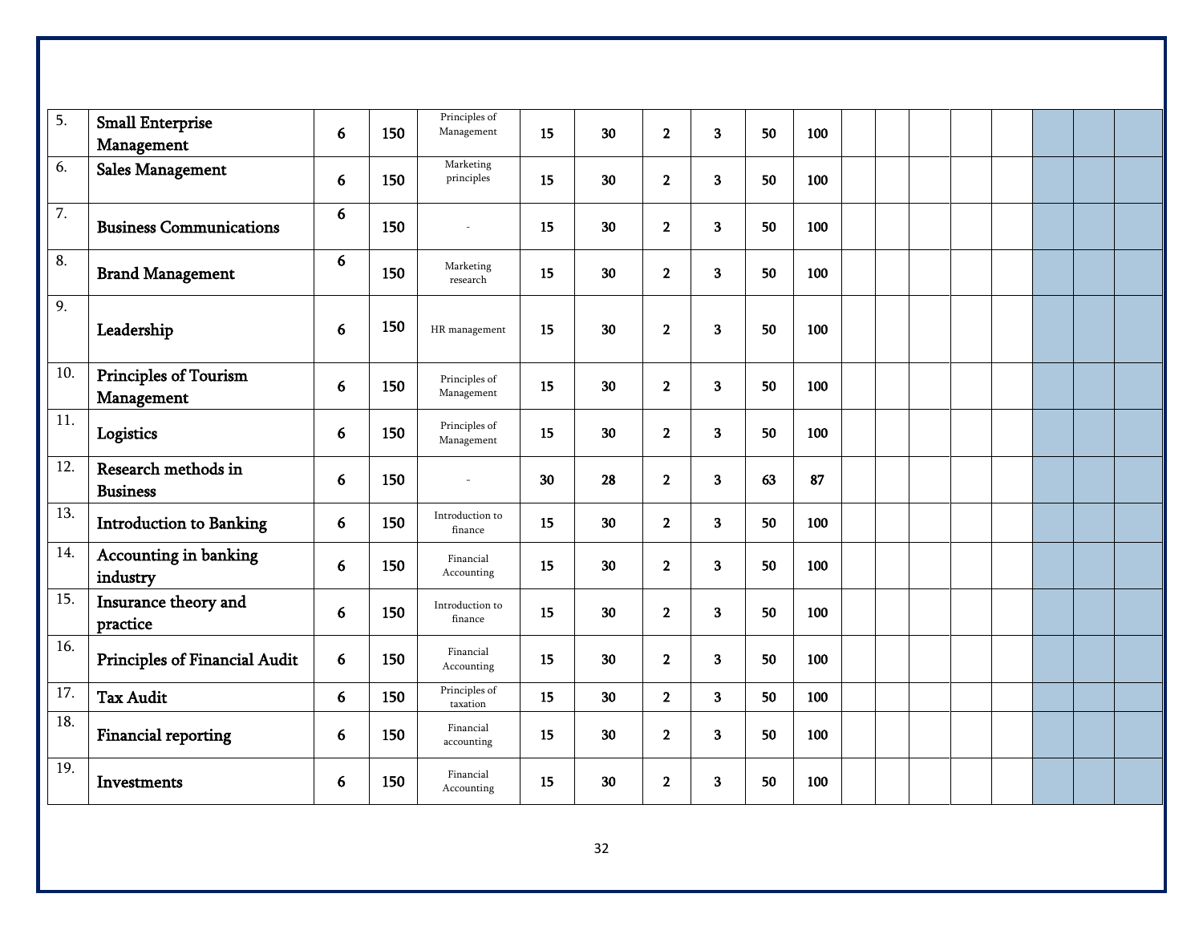| | | | | | | | | | | | | | | | | | | |
|---|---|---|---|---|---|---|---|---|---|---|---|---|---|---|---|---|---|---|
| 5. | Small Enterprise Management | 6 | 150 | Principles of Management | 15 | 30 | 2 | 3 | 50 | 100 | | | | | | | | |
| 6. | Sales Management | 6 | 150 | Marketing principles | 15 | 30 | 2 | 3 | 50 | 100 | | | | | | | | |
| 7. | Business Communications | 6 | 150 | - | 15 | 30 | 2 | 3 | 50 | 100 | | | | | | | | |
| 8. | Brand Management | 6 | 150 | Marketing research | 15 | 30 | 2 | 3 | 50 | 100 | | | | | | | | |
| 9. | Leadership | 6 | 150 | HR management | 15 | 30 | 2 | 3 | 50 | 100 | | | | | | | | |
| 10. | Principles of Tourism Management | 6 | 150 | Principles of Management | 15 | 30 | 2 | 3 | 50 | 100 | | | | | | | | |
| 11. | Logistics | 6 | 150 | Principles of Management | 15 | 30 | 2 | 3 | 50 | 100 | | | | | | | | |
| 12. | Research methods in Business | 6 | 150 | - | 30 | 28 | 2 | 3 | 63 | 87 | | | | | | | | |
| 13. | Introduction to Banking | 6 | 150 | Introduction to finance | 15 | 30 | 2 | 3 | 50 | 100 | | | | | | | | |
| 14. | Accounting in banking industry | 6 | 150 | Financial Accounting | 15 | 30 | 2 | 3 | 50 | 100 | | | | | | | | |
| 15. | Insurance theory and practice | 6 | 150 | Introduction to finance | 15 | 30 | 2 | 3 | 50 | 100 | | | | | | | | |
| 16. | Principles of Financial Audit | 6 | 150 | Financial Accounting | 15 | 30 | 2 | 3 | 50 | 100 | | | | | | | | |
| 17. | Tax Audit | 6 | 150 | Principles of taxation | 15 | 30 | 2 | 3 | 50 | 100 | | | | | | | | |
| 18. | Financial reporting | 6 | 150 | Financial accounting | 15 | 30 | 2 | 3 | 50 | 100 | | | | | | | | |
| 19. | Investments | 6 | 150 | Financial Accounting | 15 | 30 | 2 | 3 | 50 | 100 | | | | | | | | |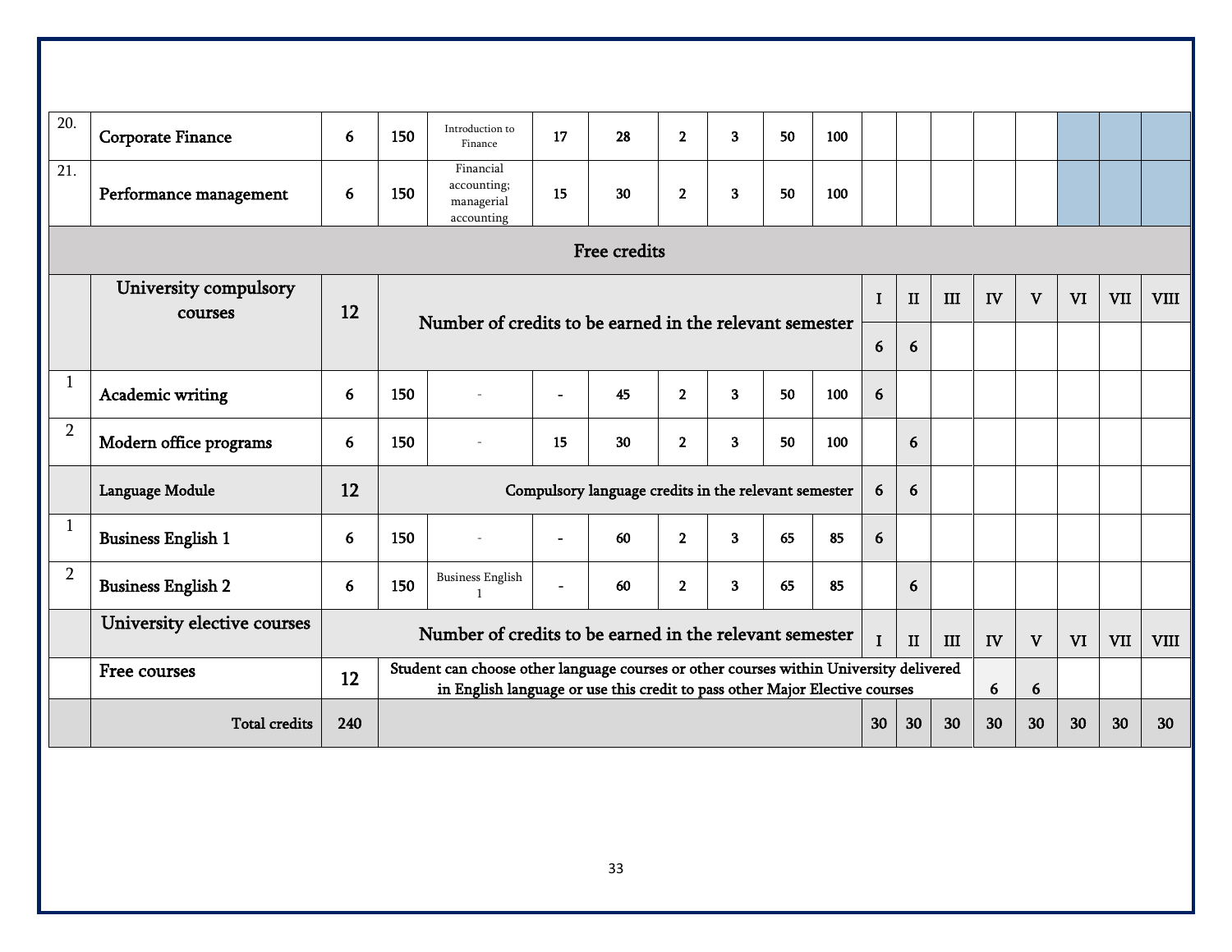| | | | | | | | | | | | | | | | | | | |
|---|---|---|---|---|---|---|---|---|---|---|---|---|---|---|---|---|---|---|
| 20. | Corporate Finance | 6 | 150 | Introduction to Finance | 17 | 28 | 2 | 3 | 50 | 100 | | | | | | | | |
| 21. | Performance management | 6 | 150 | Financial accounting; managerial accounting | 15 | 30 | 2 | 3 | 50 | 100 | | | | | | | | |
| | Free credits | | | | | | | | | | | | | | | | | |
| | University compulsory courses | 12 | Number of credits to be earned in the relevant semester | | | | | | | | I | II | III | IV | V | VI | VII | VIII |
| | | | | | | | | | | | 6 | 6 | | | | | | |
| 1 | Academic writing | 6 | 150 | - | - | 45 | 2 | 3 | 50 | 100 | 6 | | | | | | | |
| 2 | Modern office programs | 6 | 150 | - | 15 | 30 | 2 | 3 | 50 | 100 | | 6 | | | | | | |
| | Language Module | 12 | Compulsory language credits in the relevant semester | | | | | | | | 6 | 6 | | | | | | |
| 1 | Business English 1 | 6 | 150 | - | - | 60 | 2 | 3 | 65 | 85 | 6 | | | | | | | |
| 2 | Business English 2 | 6 | 150 | Business English 1 | - | 60 | 2 | 3 | 65 | 85 | | 6 | | | | | | |
| | University elective courses | Number of credits to be earned in the relevant semester | | | | | | | | | I | II | III | IV | V | VI | VII | VIII |
| | Free courses | 12 | Student can choose other language courses or other courses within University delivered in English language or use this credit to pass other Major Elective courses | | | | | | | | | | | 6 | 6 | | | |
| | Total credits | 240 | | | | | | | | | 30 | 30 | 30 | 30 | 30 | 30 | 30 | 30 |